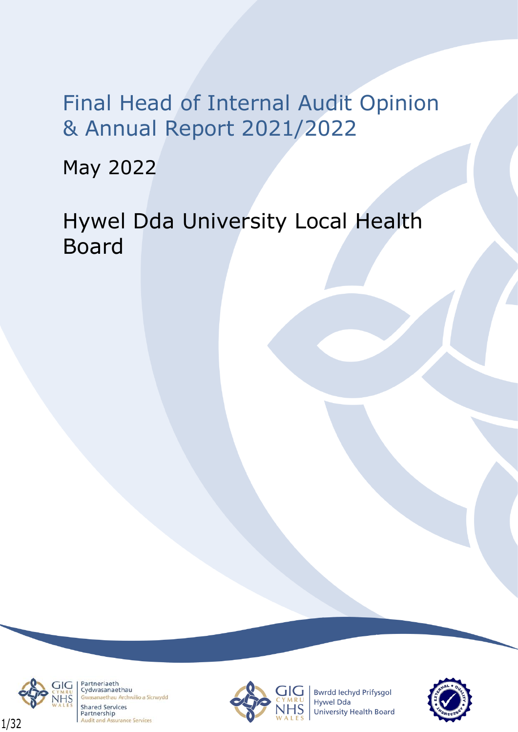# Final Head of Internal Audit Opinion & Annual Report 2021/2022

May 2022

## Hywel Dda University Local Health Board

Partneriaeth Cydwasanaethau
Gwasanaethau Archwilio a Sicrwydd
Shared Services Partnership
Audit and Assurance Services

Bwrdd Iechyd Prifysgol Hywel Dda
University Health Board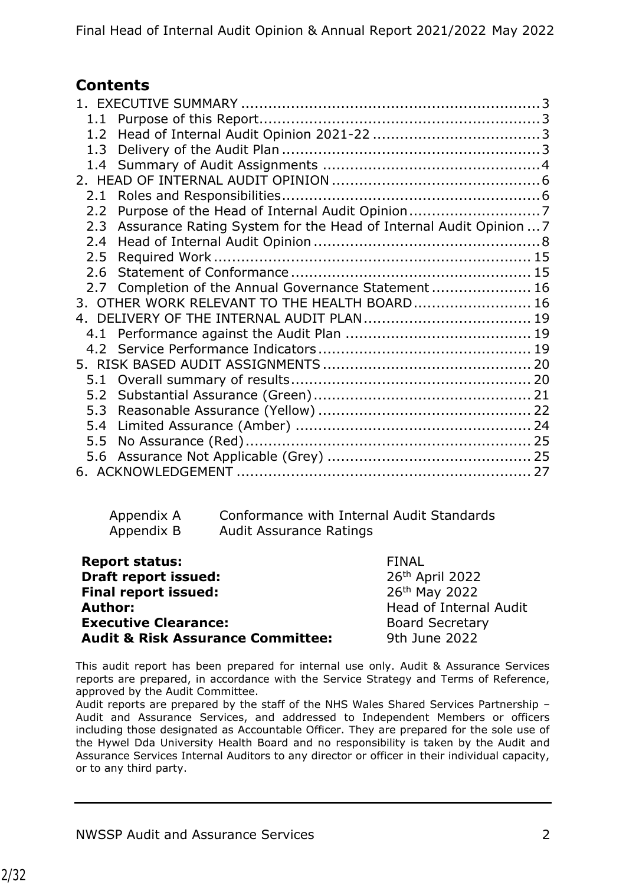## Contents

1. EXECUTIVE SUMMARY ........................................................... 3
   - 1.1 Purpose of this Report ........................................................... 3
   - 1.2 Head of Internal Audit Opinion 2021-22 ........................................ 3
   - 1.3 Delivery of the Audit Plan ....................................................... 3
   - 1.4 Summary of Audit Assignments ................................................ 4
2. HEAD OF INTERNAL AUDIT OPINION ............................................ 6
   - 2.1 Roles and Responsibilities ....................................................... 6
   - 2.2 Purpose of the Head of Internal Audit Opinion ................................ 7
   - 2.3 Assurance Rating System for the Head of Internal Audit Opinion ... 7
   - 2.4 Head of Internal Audit Opinion ................................................. 8
   - 2.5 Required Work ..................................................................... 15
   - 2.6 Statement of Conformance ...................................................... 15
   - 2.7 Completion of the Annual Governance Statement ......................... 16
3. OTHER WORK RELEVANT TO THE HEALTH BOARD .............................. 16
4. DELIVERY OF THE INTERNAL AUDIT PLAN ....................................... 19
   - 4.1 Performance against the Audit Plan ........................................... 19
   - 4.2 Service Performance Indicators ................................................ 19
5. RISK BASED AUDIT ASSIGNMENTS ................................................ 20
   - 5.1 Overall summary of results ...................................................... 20
   - 5.2 Substantial Assurance (Green) ................................................. 21
   - 5.3 Reasonable Assurance (Yellow) ................................................ 22
   - 5.4 Limited Assurance (Amber) ..................................................... 24
   - 5.5 No Assurance (Red) ............................................................... 25
   - 5.6 Assurance Not Applicable (Grey) ............................................. 25
6. ACKNOWLEDGEMENT ................................................................. 27

| | |
|---|---|
| Appendix A | Conformance with Internal Audit Standards |
| Appendix B | Audit Assurance Ratings |

| | |
|---|---|
| **Report status:** | FINAL |
| **Draft report issued:** | 26th April 2022 |
| **Final report issued:** | 26th May 2022 |
| **Author:** | Head of Internal Audit |
| **Executive Clearance:** | Board Secretary |
| **Audit & Risk Assurance Committee:** | 9th June 2022 |

This audit report has been prepared for internal use only. Audit & Assurance Services reports are prepared, in accordance with the Service Strategy and Terms of Reference, approved by the Audit Committee.

Audit reports are prepared by the staff of the NHS Wales Shared Services Partnership – Audit and Assurance Services, and addressed to Independent Members or officers including those designated as Accountable Officer. They are prepared for the sole use of the Hywel Dda University Health Board and no responsibility is taken by the Audit and Assurance Services Internal Auditors to any director or officer in their individual capacity, or to any third party.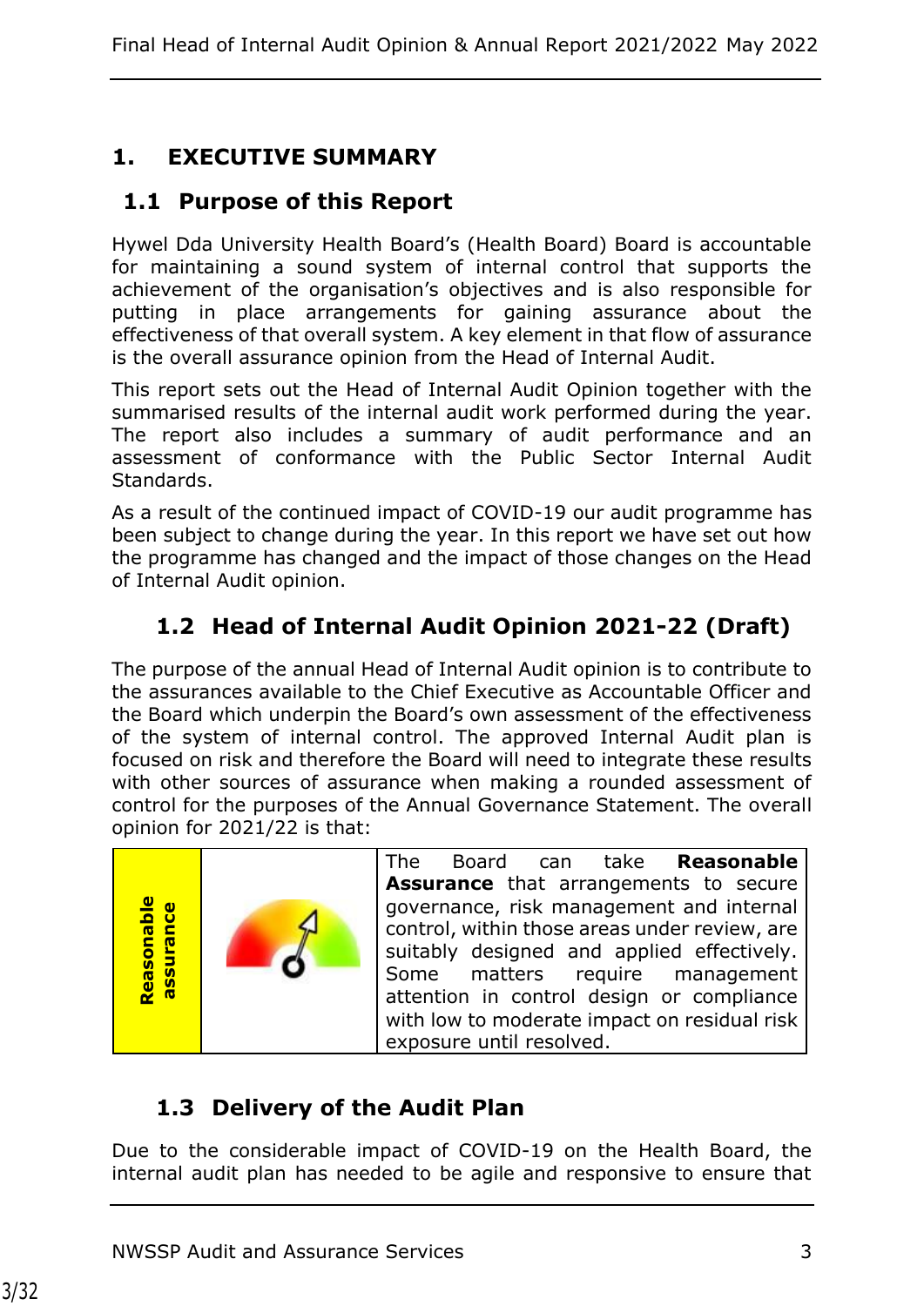# 1. EXECUTIVE SUMMARY

## 1.1 Purpose of this Report

Hywel Dda University Health Board's (Health Board) Board is accountable for maintaining a sound system of internal control that supports the achievement of the organisation's objectives and is also responsible for putting in place arrangements for gaining assurance about the effectiveness of that overall system. A key element in that flow of assurance is the overall assurance opinion from the Head of Internal Audit.

This report sets out the Head of Internal Audit Opinion together with the summarised results of the internal audit work performed during the year. The report also includes a summary of audit performance and an assessment of conformance with the Public Sector Internal Audit Standards.

As a result of the continued impact of COVID-19 our audit programme has been subject to change during the year. In this report we have set out how the programme has changed and the impact of those changes on the Head of Internal Audit opinion.

## 1.2 Head of Internal Audit Opinion 2021-22 (Draft)

The purpose of the annual Head of Internal Audit opinion is to contribute to the assurances available to the Chief Executive as Accountable Officer and the Board which underpin the Board's own assessment of the effectiveness of the system of internal control. The approved Internal Audit plan is focused on risk and therefore the Board will need to integrate these results with other sources of assurance when making a rounded assessment of control for the purposes of the Annual Governance Statement. The overall opinion for 2021/22 is that:

| Reasonable assurance | | The Board can take **Reasonable Assurance** that arrangements to secure governance, risk management and internal control, within those areas under review, are suitably designed and applied effectively. Some matters require management attention in control design or compliance with low to moderate impact on residual risk exposure until resolved. |
|---|---|---|

## 1.3 Delivery of the Audit Plan

Due to the considerable impact of COVID-19 on the Health Board, the internal audit plan has needed to be agile and responsive to ensure that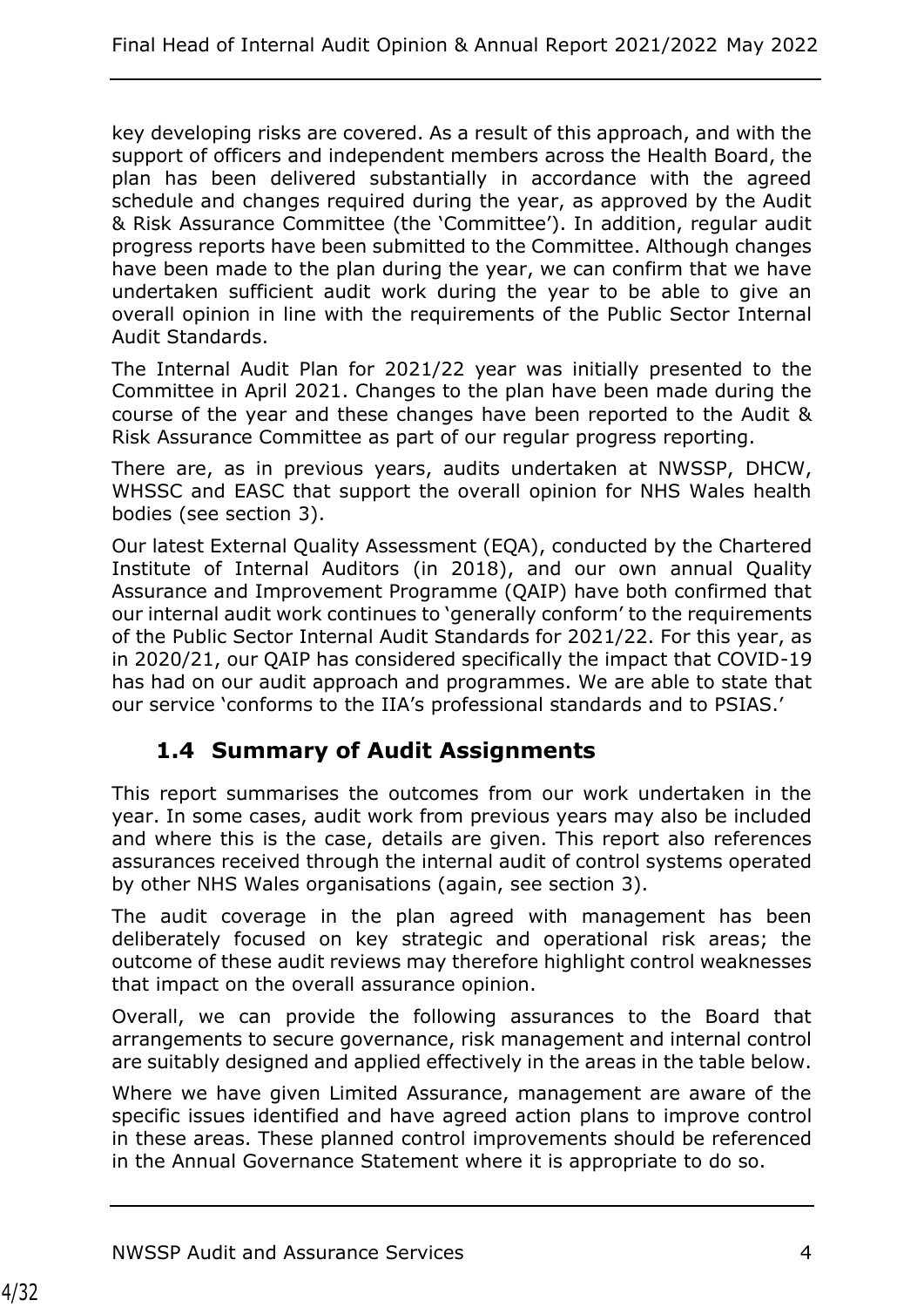key developing risks are covered. As a result of this approach, and with the support of officers and independent members across the Health Board, the plan has been delivered substantially in accordance with the agreed schedule and changes required during the year, as approved by the Audit & Risk Assurance Committee (the 'Committee'). In addition, regular audit progress reports have been submitted to the Committee. Although changes have been made to the plan during the year, we can confirm that we have undertaken sufficient audit work during the year to be able to give an overall opinion in line with the requirements of the Public Sector Internal Audit Standards.

The Internal Audit Plan for 2021/22 year was initially presented to the Committee in April 2021. Changes to the plan have been made during the course of the year and these changes have been reported to the Audit & Risk Assurance Committee as part of our regular progress reporting.

There are, as in previous years, audits undertaken at NWSSP, DHCW, WHSSC and EASC that support the overall opinion for NHS Wales health bodies (see section 3).

Our latest External Quality Assessment (EQA), conducted by the Chartered Institute of Internal Auditors (in 2018), and our own annual Quality Assurance and Improvement Programme (QAIP) have both confirmed that our internal audit work continues to 'generally conform' to the requirements of the Public Sector Internal Audit Standards for 2021/22. For this year, as in 2020/21, our QAIP has considered specifically the impact that COVID-19 has had on our audit approach and programmes. We are able to state that our service 'conforms to the IIA's professional standards and to PSIAS.'

## 1.4 Summary of Audit Assignments

This report summarises the outcomes from our work undertaken in the year. In some cases, audit work from previous years may also be included and where this is the case, details are given. This report also references assurances received through the internal audit of control systems operated by other NHS Wales organisations (again, see section 3).

The audit coverage in the plan agreed with management has been deliberately focused on key strategic and operational risk areas; the outcome of these audit reviews may therefore highlight control weaknesses that impact on the overall assurance opinion.

Overall, we can provide the following assurances to the Board that arrangements to secure governance, risk management and internal control are suitably designed and applied effectively in the areas in the table below.

Where we have given Limited Assurance, management are aware of the specific issues identified and have agreed action plans to improve control in these areas. These planned control improvements should be referenced in the Annual Governance Statement where it is appropriate to do so.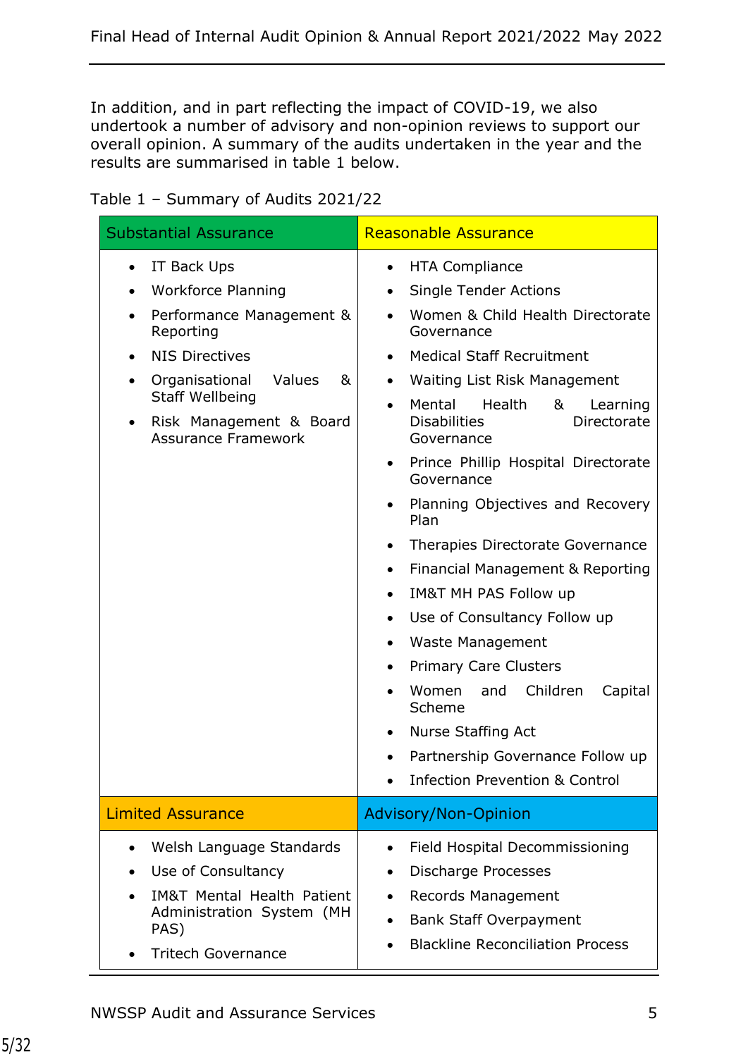In addition, and in part reflecting the impact of COVID-19, we also undertook a number of advisory and non-opinion reviews to support our overall opinion. A summary of the audits undertaken in the year and the results are summarised in table 1 below.

Table 1 – Summary of Audits 2021/22

| Substantial Assurance | Reasonable Assurance |
|---|---|
| • IT Back Ups<br>• Workforce Planning<br>• Performance Management & Reporting<br>• NIS Directives<br>• Organisational Values & Staff Wellbeing<br>• Risk Management & Board Assurance Framework | • HTA Compliance<br>• Single Tender Actions<br>• Women & Child Health Directorate Governance<br>• Medical Staff Recruitment<br>• Waiting List Risk Management<br>• Mental Health & Learning Disabilities Directorate Governance<br>• Prince Phillip Hospital Directorate Governance<br>• Planning Objectives and Recovery Plan<br>• Therapies Directorate Governance<br>• Financial Management & Reporting<br>• IM&T MH PAS Follow up<br>• Use of Consultancy Follow up<br>• Waste Management<br>• Primary Care Clusters<br>• Women and Children Capital Scheme<br>• Nurse Staffing Act<br>• Partnership Governance Follow up<br>• Infection Prevention & Control |
| **Limited Assurance** | **Advisory/Non-Opinion** |
| • Welsh Language Standards<br>• Use of Consultancy<br>• IM&T Mental Health Patient Administration System (MH PAS)<br>• Tritech Governance | • Field Hospital Decommissioning<br>• Discharge Processes<br>• Records Management<br>• Bank Staff Overpayment<br>• Blackline Reconciliation Process |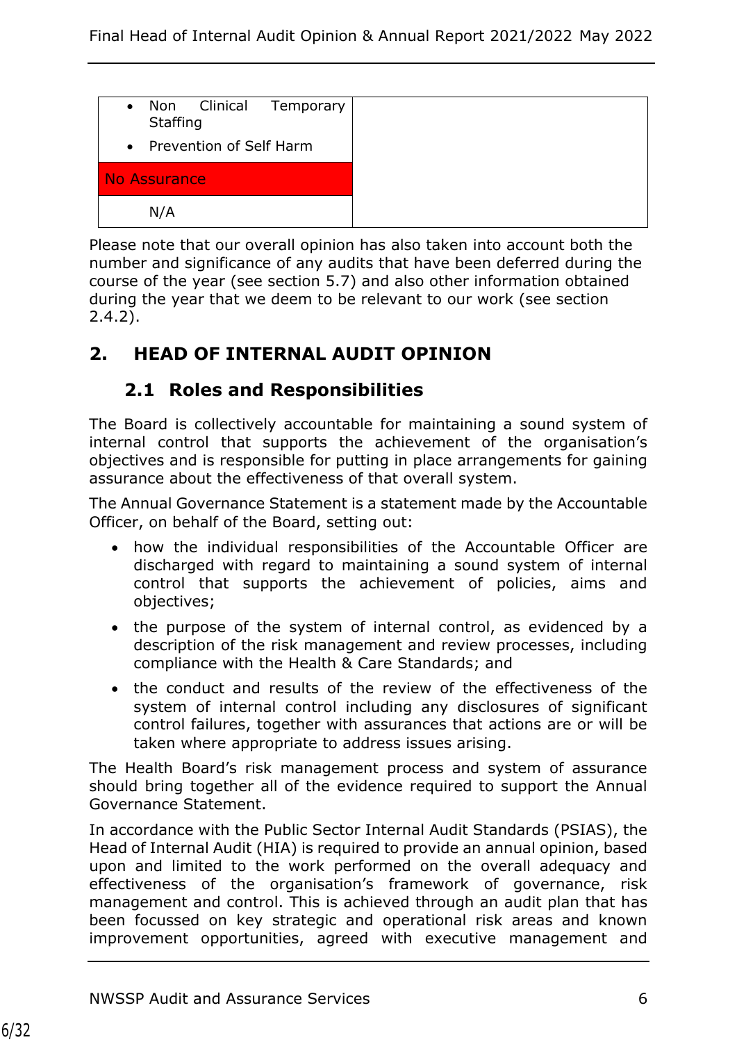| | |
|---|---|
| • Non Clinical Temporary Staffing<br>• Prevention of Self Harm | |
| No Assurance | |
| N/A | |

Please note that our overall opinion has also taken into account both the number and significance of any audits that have been deferred during the course of the year (see section 5.7) and also other information obtained during the year that we deem to be relevant to our work (see section 2.4.2).

## 2. HEAD OF INTERNAL AUDIT OPINION

### 2.1 Roles and Responsibilities

The Board is collectively accountable for maintaining a sound system of internal control that supports the achievement of the organisation's objectives and is responsible for putting in place arrangements for gaining assurance about the effectiveness of that overall system.

The Annual Governance Statement is a statement made by the Accountable Officer, on behalf of the Board, setting out:

- how the individual responsibilities of the Accountable Officer are discharged with regard to maintaining a sound system of internal control that supports the achievement of policies, aims and objectives;
- the purpose of the system of internal control, as evidenced by a description of the risk management and review processes, including compliance with the Health & Care Standards; and
- the conduct and results of the review of the effectiveness of the system of internal control including any disclosures of significant control failures, together with assurances that actions are or will be taken where appropriate to address issues arising.

The Health Board's risk management process and system of assurance should bring together all of the evidence required to support the Annual Governance Statement.

In accordance with the Public Sector Internal Audit Standards (PSIAS), the Head of Internal Audit (HIA) is required to provide an annual opinion, based upon and limited to the work performed on the overall adequacy and effectiveness of the organisation's framework of governance, risk management and control. This is achieved through an audit plan that has been focussed on key strategic and operational risk areas and known improvement opportunities, agreed with executive management and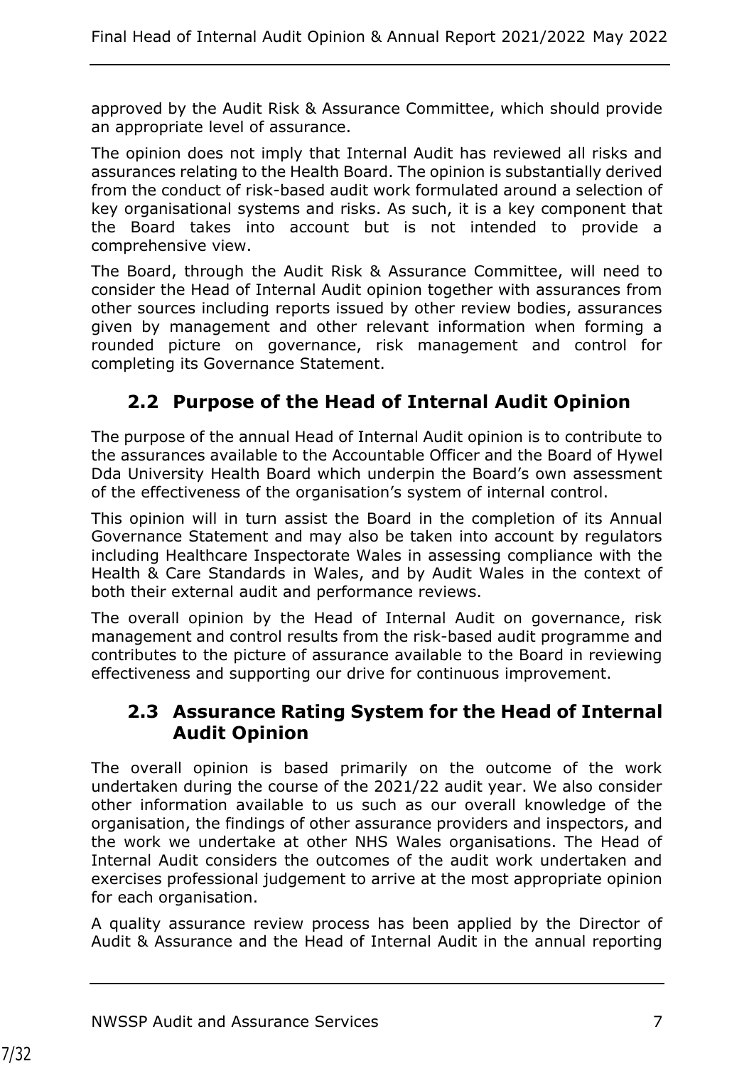approved by the Audit Risk & Assurance Committee, which should provide an appropriate level of assurance.

The opinion does not imply that Internal Audit has reviewed all risks and assurances relating to the Health Board. The opinion is substantially derived from the conduct of risk-based audit work formulated around a selection of key organisational systems and risks. As such, it is a key component that the Board takes into account but is not intended to provide a comprehensive view.

The Board, through the Audit Risk & Assurance Committee, will need to consider the Head of Internal Audit opinion together with assurances from other sources including reports issued by other review bodies, assurances given by management and other relevant information when forming a rounded picture on governance, risk management and control for completing its Governance Statement.

## 2.2 Purpose of the Head of Internal Audit Opinion

The purpose of the annual Head of Internal Audit opinion is to contribute to the assurances available to the Accountable Officer and the Board of Hywel Dda University Health Board which underpin the Board's own assessment of the effectiveness of the organisation's system of internal control.

This opinion will in turn assist the Board in the completion of its Annual Governance Statement and may also be taken into account by regulators including Healthcare Inspectorate Wales in assessing compliance with the Health & Care Standards in Wales, and by Audit Wales in the context of both their external audit and performance reviews.

The overall opinion by the Head of Internal Audit on governance, risk management and control results from the risk-based audit programme and contributes to the picture of assurance available to the Board in reviewing effectiveness and supporting our drive for continuous improvement.

## 2.3 Assurance Rating System for the Head of Internal Audit Opinion

The overall opinion is based primarily on the outcome of the work undertaken during the course of the 2021/22 audit year. We also consider other information available to us such as our overall knowledge of the organisation, the findings of other assurance providers and inspectors, and the work we undertake at other NHS Wales organisations. The Head of Internal Audit considers the outcomes of the audit work undertaken and exercises professional judgement to arrive at the most appropriate opinion for each organisation.

A quality assurance review process has been applied by the Director of Audit & Assurance and the Head of Internal Audit in the annual reporting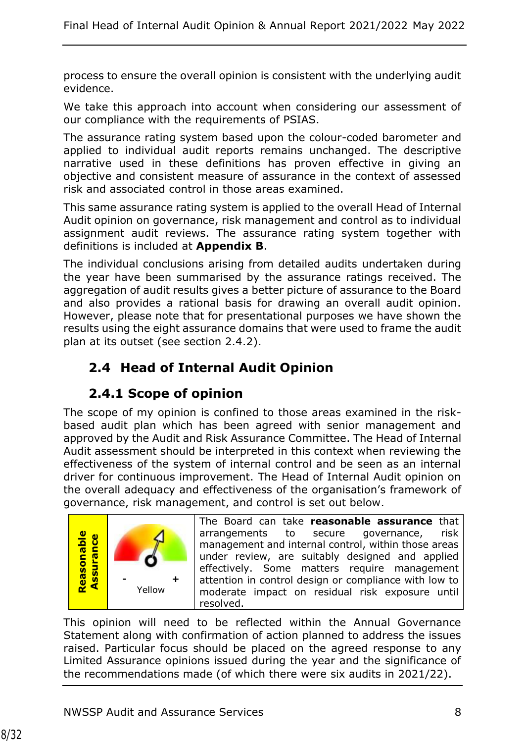process to ensure the overall opinion is consistent with the underlying audit evidence.

We take this approach into account when considering our assessment of our compliance with the requirements of PSIAS.

The assurance rating system based upon the colour-coded barometer and applied to individual audit reports remains unchanged. The descriptive narrative used in these definitions has proven effective in giving an objective and consistent measure of assurance in the context of assessed risk and associated control in those areas examined.

This same assurance rating system is applied to the overall Head of Internal Audit opinion on governance, risk management and control as to individual assignment audit reviews. The assurance rating system together with definitions is included at **Appendix B**.

The individual conclusions arising from detailed audits undertaken during the year have been summarised by the assurance ratings received. The aggregation of audit results gives a better picture of assurance to the Board and also provides a rational basis for drawing an overall audit opinion. However, please note that for presentational purposes we have shown the results using the eight assurance domains that were used to frame the audit plan at its outset (see section 2.4.2).

## 2.4 Head of Internal Audit Opinion

### 2.4.1 Scope of opinion

The scope of my opinion is confined to those areas examined in the risk-based audit plan which has been agreed with senior management and approved by the Audit and Risk Assurance Committee. The Head of Internal Audit assessment should be interpreted in this context when reviewing the effectiveness of the system of internal control and be seen as an internal driver for continuous improvement. The Head of Internal Audit opinion on the overall adequacy and effectiveness of the organisation's framework of governance, risk management, and control is set out below.

| Reasonable Assurance | - + Yellow | The Board can take **reasonable assurance** that arrangements to secure governance, risk management and internal control, within those areas under review, are suitably designed and applied effectively. Some matters require management attention in control design or compliance with low to moderate impact on residual risk exposure until resolved. |
|---|---|---|

This opinion will need to be reflected within the Annual Governance Statement along with confirmation of action planned to address the issues raised. Particular focus should be placed on the agreed response to any Limited Assurance opinions issued during the year and the significance of the recommendations made (of which there were six audits in 2021/22).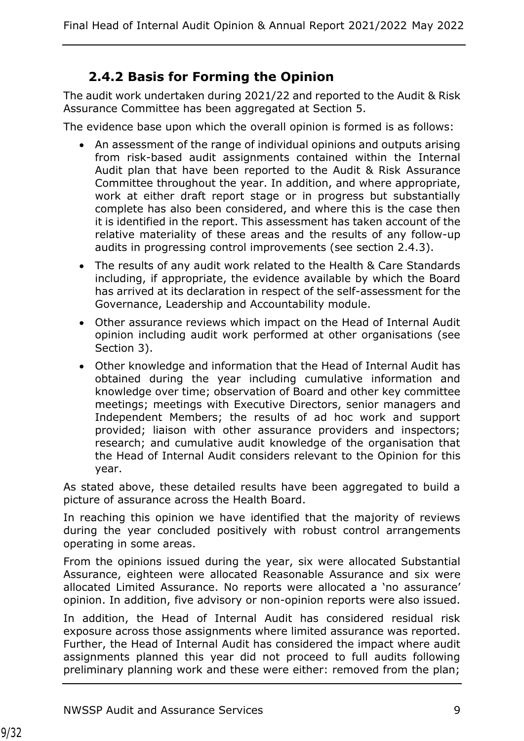### 2.4.2 Basis for Forming the Opinion

The audit work undertaken during 2021/22 and reported to the Audit & Risk Assurance Committee has been aggregated at Section 5.

The evidence base upon which the overall opinion is formed is as follows:

- An assessment of the range of individual opinions and outputs arising from risk-based audit assignments contained within the Internal Audit plan that have been reported to the Audit & Risk Assurance Committee throughout the year. In addition, and where appropriate, work at either draft report stage or in progress but substantially complete has also been considered, and where this is the case then it is identified in the report. This assessment has taken account of the relative materiality of these areas and the results of any follow-up audits in progressing control improvements (see section 2.4.3).
- The results of any audit work related to the Health & Care Standards including, if appropriate, the evidence available by which the Board has arrived at its declaration in respect of the self-assessment for the Governance, Leadership and Accountability module.
- Other assurance reviews which impact on the Head of Internal Audit opinion including audit work performed at other organisations (see Section 3).
- Other knowledge and information that the Head of Internal Audit has obtained during the year including cumulative information and knowledge over time; observation of Board and other key committee meetings; meetings with Executive Directors, senior managers and Independent Members; the results of ad hoc work and support provided; liaison with other assurance providers and inspectors; research; and cumulative audit knowledge of the organisation that the Head of Internal Audit considers relevant to the Opinion for this year.

As stated above, these detailed results have been aggregated to build a picture of assurance across the Health Board.

In reaching this opinion we have identified that the majority of reviews during the year concluded positively with robust control arrangements operating in some areas.

From the opinions issued during the year, six were allocated Substantial Assurance, eighteen were allocated Reasonable Assurance and six were allocated Limited Assurance. No reports were allocated a 'no assurance' opinion. In addition, five advisory or non-opinion reports were also issued.

In addition, the Head of Internal Audit has considered residual risk exposure across those assignments where limited assurance was reported. Further, the Head of Internal Audit has considered the impact where audit assignments planned this year did not proceed to full audits following preliminary planning work and these were either: removed from the plan;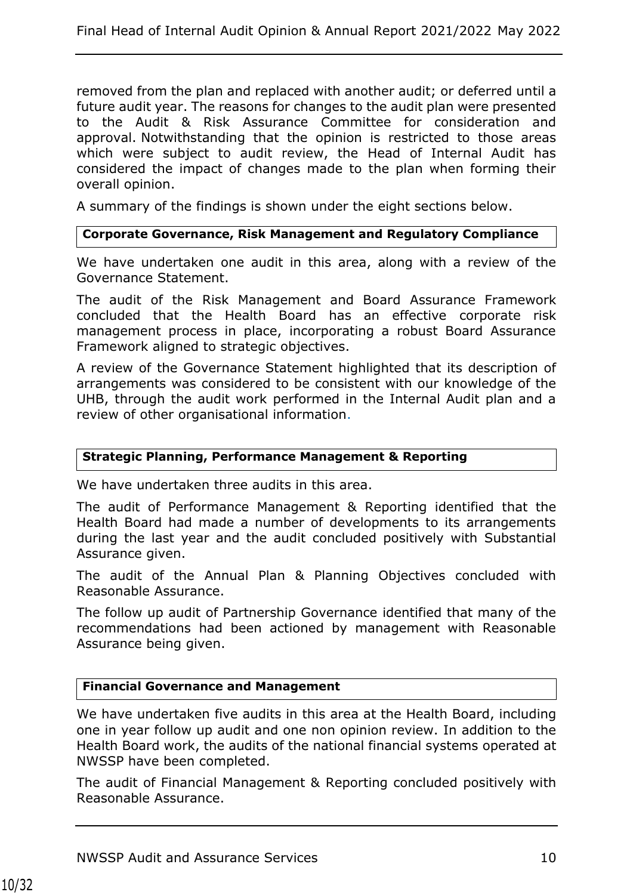removed from the plan and replaced with another audit; or deferred until a future audit year. The reasons for changes to the audit plan were presented to the Audit & Risk Assurance Committee for consideration and approval. Notwithstanding that the opinion is restricted to those areas which were subject to audit review, the Head of Internal Audit has considered the impact of changes made to the plan when forming their overall opinion.

A summary of the findings is shown under the eight sections below.

**Corporate Governance, Risk Management and Regulatory Compliance**

We have undertaken one audit in this area, along with a review of the Governance Statement.

The audit of the Risk Management and Board Assurance Framework concluded that the Health Board has an effective corporate risk management process in place, incorporating a robust Board Assurance Framework aligned to strategic objectives.

A review of the Governance Statement highlighted that its description of arrangements was considered to be consistent with our knowledge of the UHB, through the audit work performed in the Internal Audit plan and a review of other organisational information.

**Strategic Planning, Performance Management & Reporting**

We have undertaken three audits in this area.

The audit of Performance Management & Reporting identified that the Health Board had made a number of developments to its arrangements during the last year and the audit concluded positively with Substantial Assurance given.

The audit of the Annual Plan & Planning Objectives concluded with Reasonable Assurance.

The follow up audit of Partnership Governance identified that many of the recommendations had been actioned by management with Reasonable Assurance being given.

**Financial Governance and Management**

We have undertaken five audits in this area at the Health Board, including one in year follow up audit and one non opinion review. In addition to the Health Board work, the audits of the national financial systems operated at NWSSP have been completed.

The audit of Financial Management & Reporting concluded positively with Reasonable Assurance.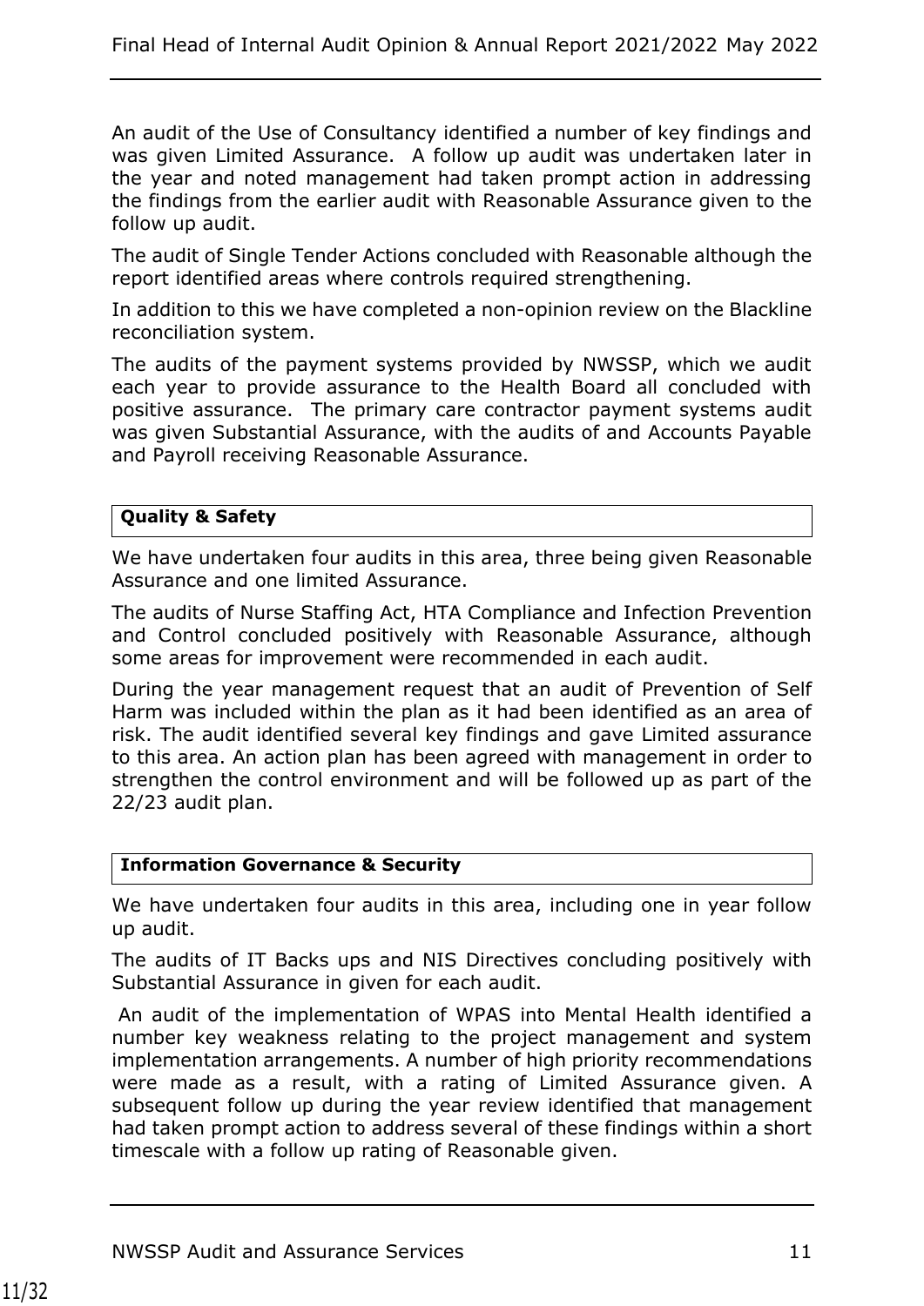An audit of the Use of Consultancy identified a number of key findings and was given Limited Assurance. A follow up audit was undertaken later in the year and noted management had taken prompt action in addressing the findings from the earlier audit with Reasonable Assurance given to the follow up audit.

The audit of Single Tender Actions concluded with Reasonable although the report identified areas where controls required strengthening.

In addition to this we have completed a non-opinion review on the Blackline reconciliation system.

The audits of the payment systems provided by NWSSP, which we audit each year to provide assurance to the Health Board all concluded with positive assurance. The primary care contractor payment systems audit was given Substantial Assurance, with the audits of and Accounts Payable and Payroll receiving Reasonable Assurance.

| **Quality & Safety** |
|---|

We have undertaken four audits in this area, three being given Reasonable Assurance and one limited Assurance.

The audits of Nurse Staffing Act, HTA Compliance and Infection Prevention and Control concluded positively with Reasonable Assurance, although some areas for improvement were recommended in each audit.

During the year management request that an audit of Prevention of Self Harm was included within the plan as it had been identified as an area of risk. The audit identified several key findings and gave Limited assurance to this area. An action plan has been agreed with management in order to strengthen the control environment and will be followed up as part of the 22/23 audit plan.

| **Information Governance & Security** |
|---|

We have undertaken four audits in this area, including one in year follow up audit.

The audits of IT Backs ups and NIS Directives concluding positively with Substantial Assurance in given for each audit.

An audit of the implementation of WPAS into Mental Health identified a number key weakness relating to the project management and system implementation arrangements. A number of high priority recommendations were made as a result, with a rating of Limited Assurance given. A subsequent follow up during the year review identified that management had taken prompt action to address several of these findings within a short timescale with a follow up rating of Reasonable given.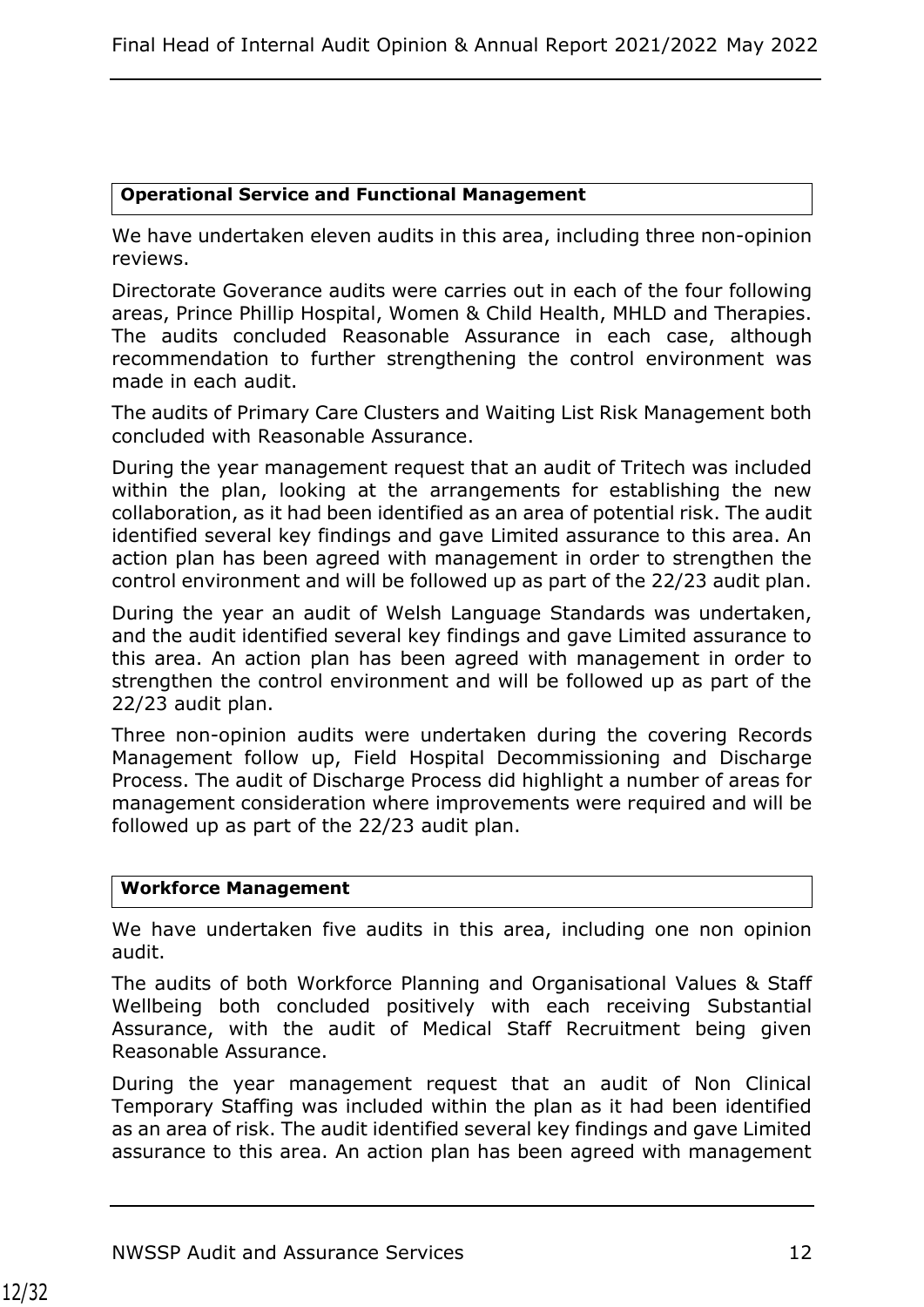**Operational Service and Functional Management**

We have undertaken eleven audits in this area, including three non-opinion reviews.

Directorate Goverance audits were carries out in each of the four following areas, Prince Phillip Hospital, Women & Child Health, MHLD and Therapies. The audits concluded Reasonable Assurance in each case, although recommendation to further strengthening the control environment was made in each audit.

The audits of Primary Care Clusters and Waiting List Risk Management both concluded with Reasonable Assurance.

During the year management request that an audit of Tritech was included within the plan, looking at the arrangements for establishing the new collaboration, as it had been identified as an area of potential risk. The audit identified several key findings and gave Limited assurance to this area. An action plan has been agreed with management in order to strengthen the control environment and will be followed up as part of the 22/23 audit plan.

During the year an audit of Welsh Language Standards was undertaken, and the audit identified several key findings and gave Limited assurance to this area. An action plan has been agreed with management in order to strengthen the control environment and will be followed up as part of the 22/23 audit plan.

Three non-opinion audits were undertaken during the covering Records Management follow up, Field Hospital Decommissioning and Discharge Process. The audit of Discharge Process did highlight a number of areas for management consideration where improvements were required and will be followed up as part of the 22/23 audit plan.

**Workforce Management**

We have undertaken five audits in this area, including one non opinion audit.

The audits of both Workforce Planning and Organisational Values & Staff Wellbeing both concluded positively with each receiving Substantial Assurance, with the audit of Medical Staff Recruitment being given Reasonable Assurance.

During the year management request that an audit of Non Clinical Temporary Staffing was included within the plan as it had been identified as an area of risk. The audit identified several key findings and gave Limited assurance to this area. An action plan has been agreed with management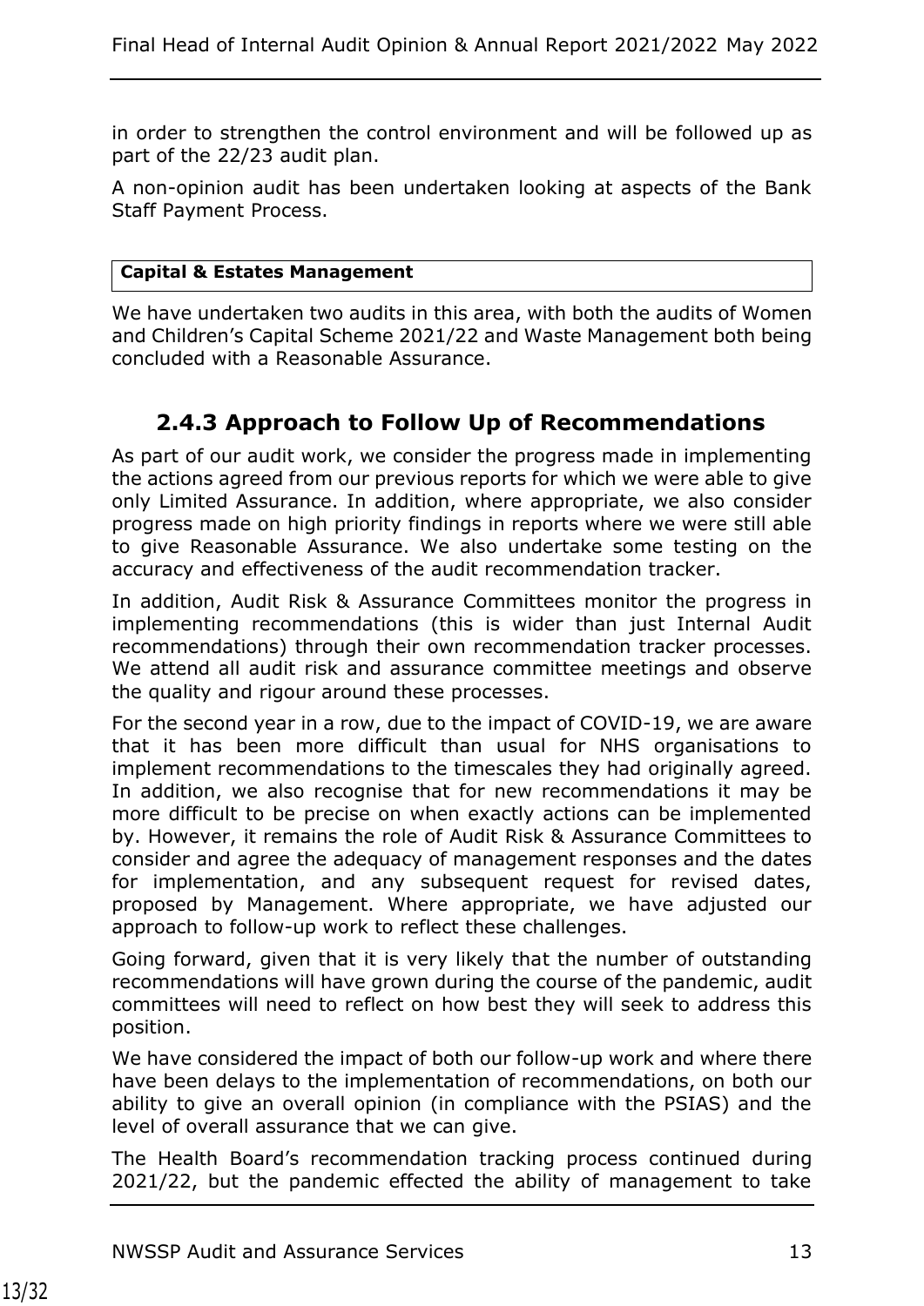in order to strengthen the control environment and will be followed up as part of the 22/23 audit plan.

A non-opinion audit has been undertaken looking at aspects of the Bank Staff Payment Process.

| **Capital & Estates Management** |
| --- |

We have undertaken two audits in this area, with both the audits of Women and Children's Capital Scheme 2021/22 and Waste Management both being concluded with a Reasonable Assurance.

## 2.4.3 Approach to Follow Up of Recommendations

As part of our audit work, we consider the progress made in implementing the actions agreed from our previous reports for which we were able to give only Limited Assurance. In addition, where appropriate, we also consider progress made on high priority findings in reports where we were still able to give Reasonable Assurance. We also undertake some testing on the accuracy and effectiveness of the audit recommendation tracker.

In addition, Audit Risk & Assurance Committees monitor the progress in implementing recommendations (this is wider than just Internal Audit recommendations) through their own recommendation tracker processes. We attend all audit risk and assurance committee meetings and observe the quality and rigour around these processes.

For the second year in a row, due to the impact of COVID-19, we are aware that it has been more difficult than usual for NHS organisations to implement recommendations to the timescales they had originally agreed. In addition, we also recognise that for new recommendations it may be more difficult to be precise on when exactly actions can be implemented by. However, it remains the role of Audit Risk & Assurance Committees to consider and agree the adequacy of management responses and the dates for implementation, and any subsequent request for revised dates, proposed by Management. Where appropriate, we have adjusted our approach to follow-up work to reflect these challenges.

Going forward, given that it is very likely that the number of outstanding recommendations will have grown during the course of the pandemic, audit committees will need to reflect on how best they will seek to address this position.

We have considered the impact of both our follow-up work and where there have been delays to the implementation of recommendations, on both our ability to give an overall opinion (in compliance with the PSIAS) and the level of overall assurance that we can give.

The Health Board's recommendation tracking process continued during 2021/22, but the pandemic effected the ability of management to take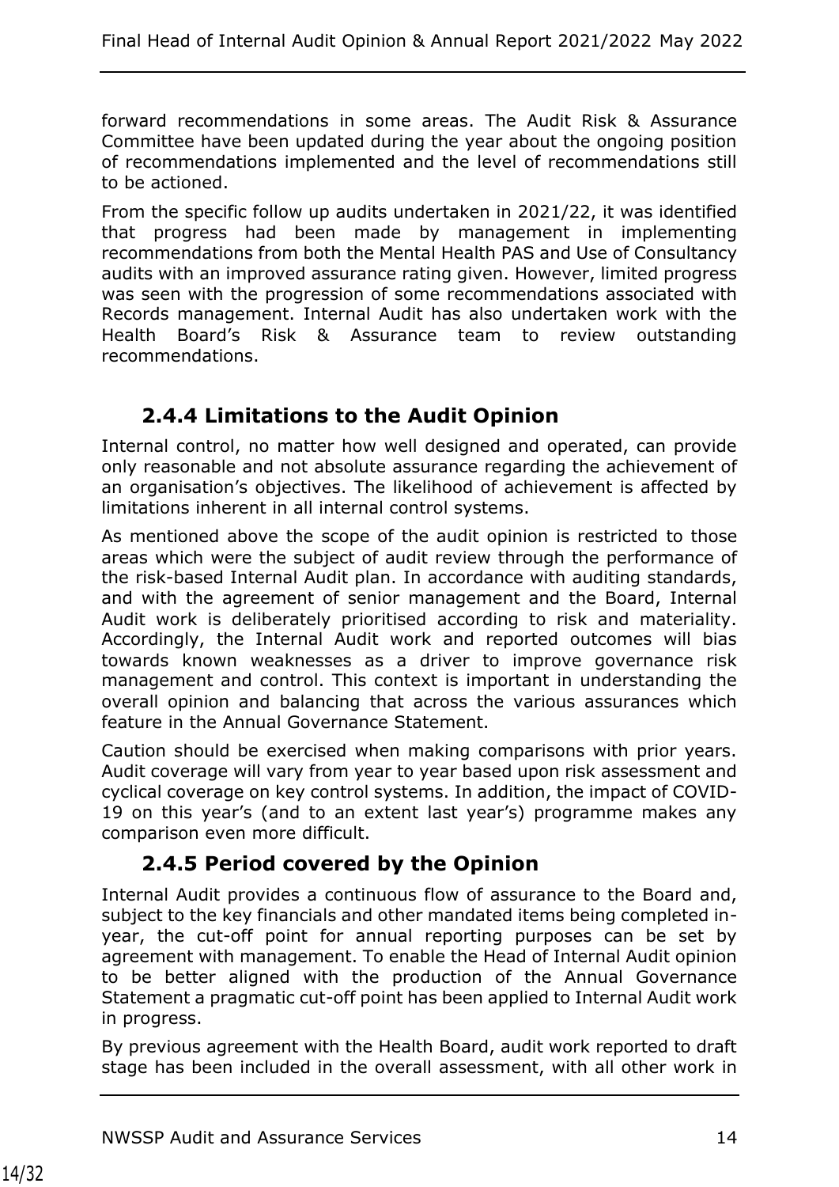forward recommendations in some areas. The Audit Risk & Assurance Committee have been updated during the year about the ongoing position of recommendations implemented and the level of recommendations still to be actioned.

From the specific follow up audits undertaken in 2021/22, it was identified that progress had been made by management in implementing recommendations from both the Mental Health PAS and Use of Consultancy audits with an improved assurance rating given. However, limited progress was seen with the progression of some recommendations associated with Records management. Internal Audit has also undertaken work with the Health Board's Risk & Assurance team to review outstanding recommendations.

### 2.4.4 Limitations to the Audit Opinion

Internal control, no matter how well designed and operated, can provide only reasonable and not absolute assurance regarding the achievement of an organisation's objectives. The likelihood of achievement is affected by limitations inherent in all internal control systems.

As mentioned above the scope of the audit opinion is restricted to those areas which were the subject of audit review through the performance of the risk-based Internal Audit plan. In accordance with auditing standards, and with the agreement of senior management and the Board, Internal Audit work is deliberately prioritised according to risk and materiality. Accordingly, the Internal Audit work and reported outcomes will bias towards known weaknesses as a driver to improve governance risk management and control. This context is important in understanding the overall opinion and balancing that across the various assurances which feature in the Annual Governance Statement.

Caution should be exercised when making comparisons with prior years. Audit coverage will vary from year to year based upon risk assessment and cyclical coverage on key control systems. In addition, the impact of COVID-19 on this year's (and to an extent last year's) programme makes any comparison even more difficult.

### 2.4.5 Period covered by the Opinion

Internal Audit provides a continuous flow of assurance to the Board and, subject to the key financials and other mandated items being completed in-year, the cut-off point for annual reporting purposes can be set by agreement with management. To enable the Head of Internal Audit opinion to be better aligned with the production of the Annual Governance Statement a pragmatic cut-off point has been applied to Internal Audit work in progress.

By previous agreement with the Health Board, audit work reported to draft stage has been included in the overall assessment, with all other work in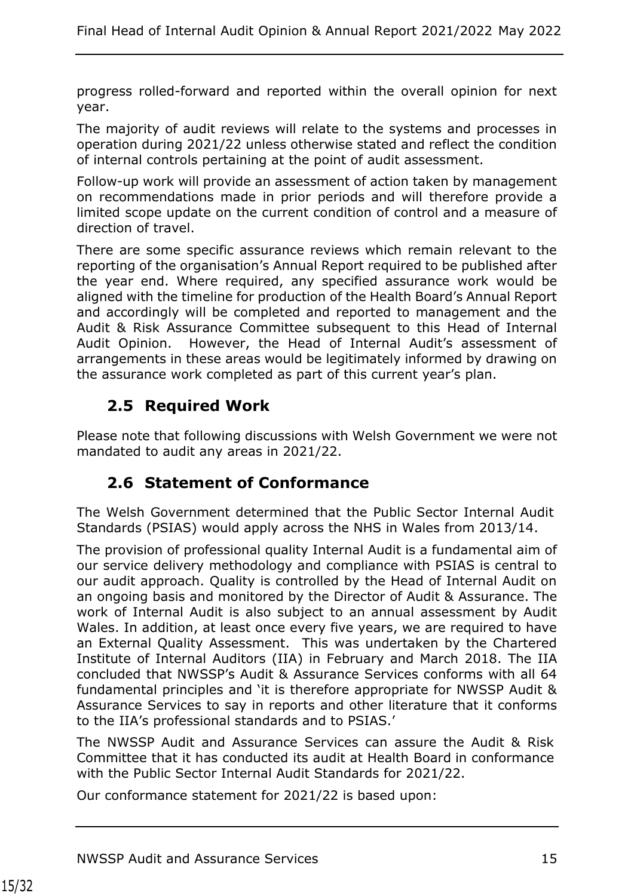progress rolled-forward and reported within the overall opinion for next year.

The majority of audit reviews will relate to the systems and processes in operation during 2021/22 unless otherwise stated and reflect the condition of internal controls pertaining at the point of audit assessment.

Follow-up work will provide an assessment of action taken by management on recommendations made in prior periods and will therefore provide a limited scope update on the current condition of control and a measure of direction of travel.

There are some specific assurance reviews which remain relevant to the reporting of the organisation's Annual Report required to be published after the year end. Where required, any specified assurance work would be aligned with the timeline for production of the Health Board's Annual Report and accordingly will be completed and reported to management and the Audit & Risk Assurance Committee subsequent to this Head of Internal Audit Opinion. However, the Head of Internal Audit's assessment of arrangements in these areas would be legitimately informed by drawing on the assurance work completed as part of this current year's plan.

## 2.5 Required Work

Please note that following discussions with Welsh Government we were not mandated to audit any areas in 2021/22.

## 2.6 Statement of Conformance

The Welsh Government determined that the Public Sector Internal Audit Standards (PSIAS) would apply across the NHS in Wales from 2013/14.

The provision of professional quality Internal Audit is a fundamental aim of our service delivery methodology and compliance with PSIAS is central to our audit approach. Quality is controlled by the Head of Internal Audit on an ongoing basis and monitored by the Director of Audit & Assurance. The work of Internal Audit is also subject to an annual assessment by Audit Wales. In addition, at least once every five years, we are required to have an External Quality Assessment. This was undertaken by the Chartered Institute of Internal Auditors (IIA) in February and March 2018. The IIA concluded that NWSSP's Audit & Assurance Services conforms with all 64 fundamental principles and 'it is therefore appropriate for NWSSP Audit & Assurance Services to say in reports and other literature that it conforms to the IIA's professional standards and to PSIAS.'

The NWSSP Audit and Assurance Services can assure the Audit & Risk Committee that it has conducted its audit at Health Board in conformance with the Public Sector Internal Audit Standards for 2021/22.

Our conformance statement for 2021/22 is based upon: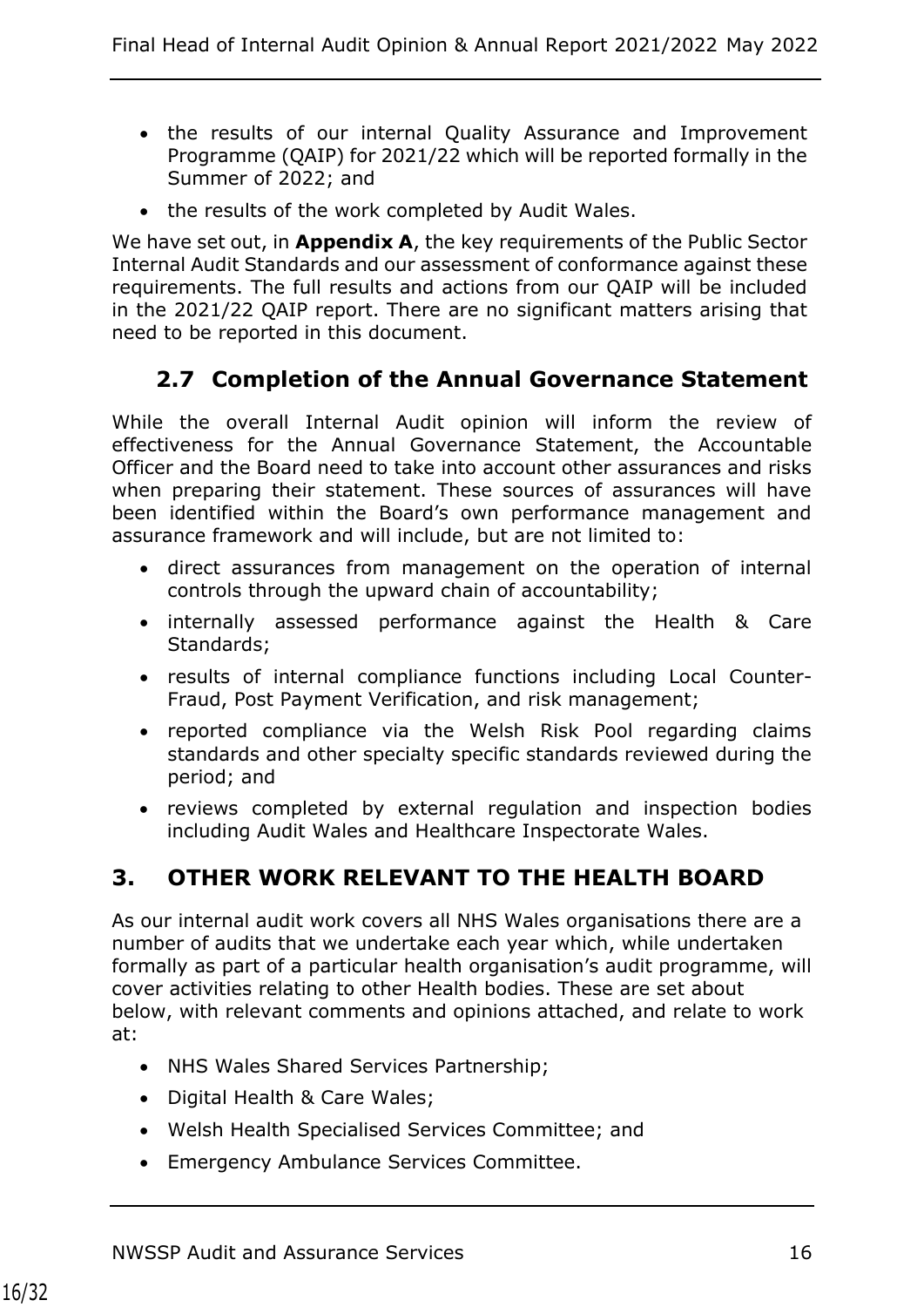- the results of our internal Quality Assurance and Improvement Programme (QAIP) for 2021/22 which will be reported formally in the Summer of 2022; and
- the results of the work completed by Audit Wales.

We have set out, in **Appendix A**, the key requirements of the Public Sector Internal Audit Standards and our assessment of conformance against these requirements. The full results and actions from our QAIP will be included in the 2021/22 QAIP report. There are no significant matters arising that need to be reported in this document.

### 2.7 Completion of the Annual Governance Statement

While the overall Internal Audit opinion will inform the review of effectiveness for the Annual Governance Statement, the Accountable Officer and the Board need to take into account other assurances and risks when preparing their statement. These sources of assurances will have been identified within the Board's own performance management and assurance framework and will include, but are not limited to:

- direct assurances from management on the operation of internal controls through the upward chain of accountability;
- internally assessed performance against the Health & Care Standards;
- results of internal compliance functions including Local Counter-Fraud, Post Payment Verification, and risk management;
- reported compliance via the Welsh Risk Pool regarding claims standards and other specialty specific standards reviewed during the period; and
- reviews completed by external regulation and inspection bodies including Audit Wales and Healthcare Inspectorate Wales.

## 3. OTHER WORK RELEVANT TO THE HEALTH BOARD

As our internal audit work covers all NHS Wales organisations there are a number of audits that we undertake each year which, while undertaken formally as part of a particular health organisation's audit programme, will cover activities relating to other Health bodies. These are set about below, with relevant comments and opinions attached, and relate to work at:

- NHS Wales Shared Services Partnership;
- Digital Health & Care Wales;
- Welsh Health Specialised Services Committee; and
- Emergency Ambulance Services Committee.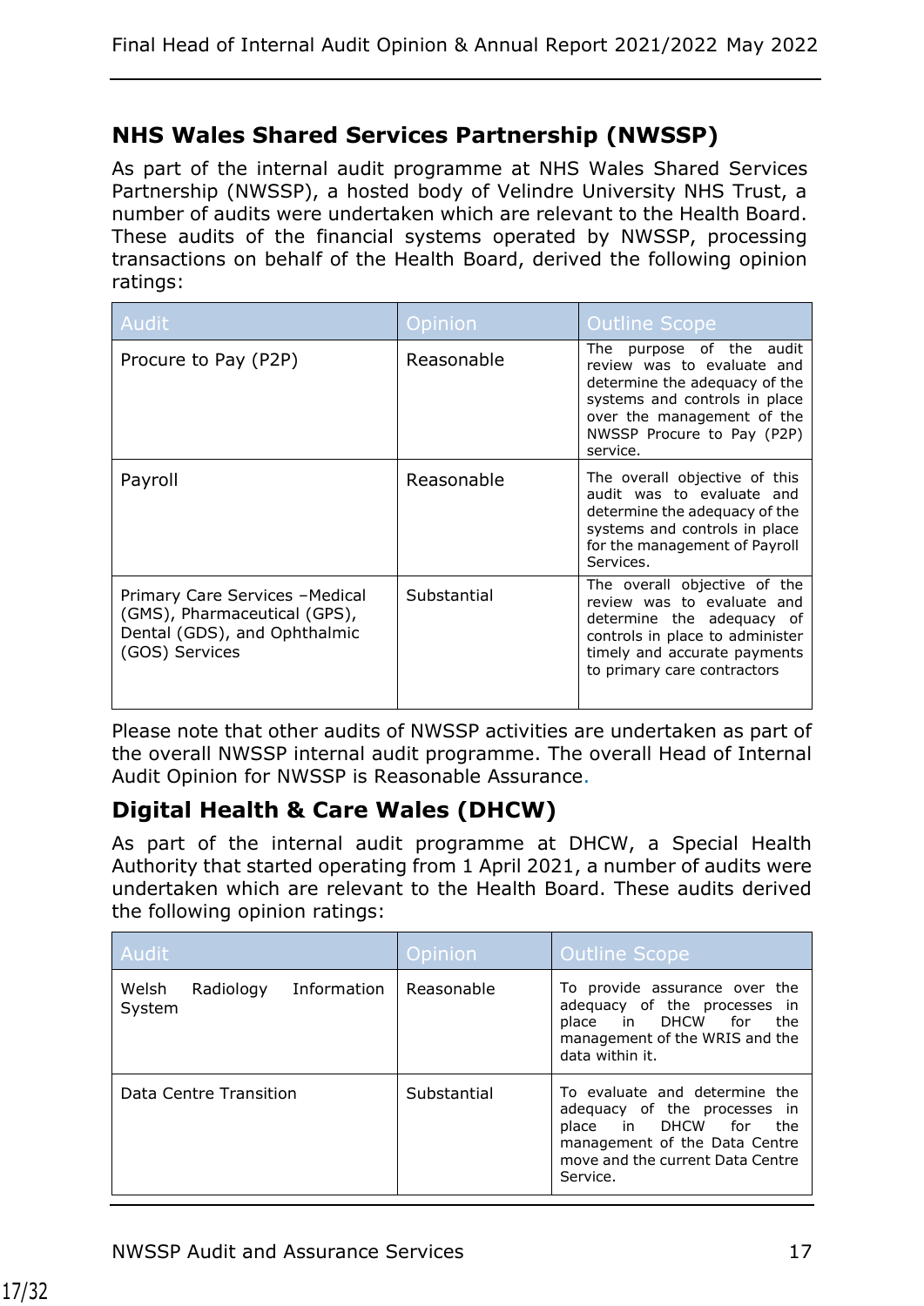## NHS Wales Shared Services Partnership (NWSSP)

As part of the internal audit programme at NHS Wales Shared Services Partnership (NWSSP), a hosted body of Velindre University NHS Trust, a number of audits were undertaken which are relevant to the Health Board. These audits of the financial systems operated by NWSSP, processing transactions on behalf of the Health Board, derived the following opinion ratings:

| Audit | Opinion | Outline Scope |
|---|---|---|
| Procure to Pay (P2P) | Reasonable | The purpose of the audit review was to evaluate and determine the adequacy of the systems and controls in place over the management of the NWSSP Procure to Pay (P2P) service. |
| Payroll | Reasonable | The overall objective of this audit was to evaluate and determine the adequacy of the systems and controls in place for the management of Payroll Services. |
| Primary Care Services –Medical (GMS), Pharmaceutical (GPS), Dental (GDS), and Ophthalmic (GOS) Services | Substantial | The overall objective of the review was to evaluate and determine the adequacy of controls in place to administer timely and accurate payments to primary care contractors |

Please note that other audits of NWSSP activities are undertaken as part of the overall NWSSP internal audit programme. The overall Head of Internal Audit Opinion for NWSSP is Reasonable Assurance.

## Digital Health & Care Wales (DHCW)

As part of the internal audit programme at DHCW, a Special Health Authority that started operating from 1 April 2021, a number of audits were undertaken which are relevant to the Health Board. These audits derived the following opinion ratings:

| Audit | Opinion | Outline Scope |
|---|---|---|
| Welsh Radiology Information System | Reasonable | To provide assurance over the adequacy of the processes in place in DHCW for the management of the WRIS and the data within it. |
| Data Centre Transition | Substantial | To evaluate and determine the adequacy of the processes in place in DHCW for the management of the Data Centre move and the current Data Centre Service. |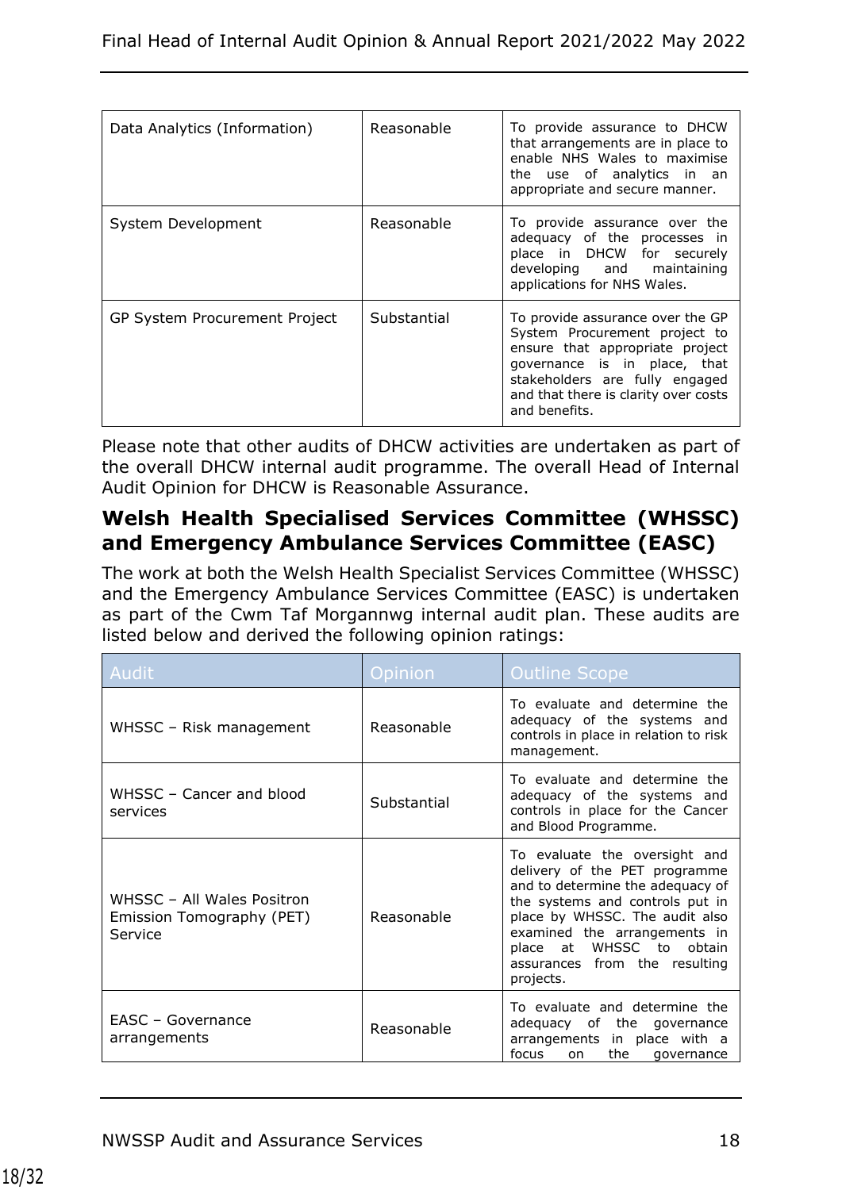| | | |
|---|---|---|
| Data Analytics (Information) | Reasonable | To provide assurance to DHCW that arrangements are in place to enable NHS Wales to maximise the use of analytics in an appropriate and secure manner. |
| System Development | Reasonable | To provide assurance over the adequacy of the processes in place in DHCW for securely developing and maintaining applications for NHS Wales. |
| GP System Procurement Project | Substantial | To provide assurance over the GP System Procurement project to ensure that appropriate project governance is in place, that stakeholders are fully engaged and that there is clarity over costs and benefits. |

Please note that other audits of DHCW activities are undertaken as part of the overall DHCW internal audit programme. The overall Head of Internal Audit Opinion for DHCW is Reasonable Assurance.

## Welsh Health Specialised Services Committee (WHSSC) and Emergency Ambulance Services Committee (EASC)

The work at both the Welsh Health Specialist Services Committee (WHSSC) and the Emergency Ambulance Services Committee (EASC) is undertaken as part of the Cwm Taf Morgannwg internal audit plan. These audits are listed below and derived the following opinion ratings:

| Audit | Opinion | Outline Scope |
|---|---|---|
| WHSSC – Risk management | Reasonable | To evaluate and determine the adequacy of the systems and controls in place in relation to risk management. |
| WHSSC – Cancer and blood services | Substantial | To evaluate and determine the adequacy of the systems and controls in place for the Cancer and Blood Programme. |
| WHSSC – All Wales Positron Emission Tomography (PET) Service | Reasonable | To evaluate the oversight and delivery of the PET programme and to determine the adequacy of the systems and controls put in place by WHSSC. The audit also examined the arrangements in place at WHSSC to obtain assurances from the resulting projects. |
| EASC – Governance arrangements | Reasonable | To evaluate and determine the adequacy of the governance arrangements in place with a focus on the governance |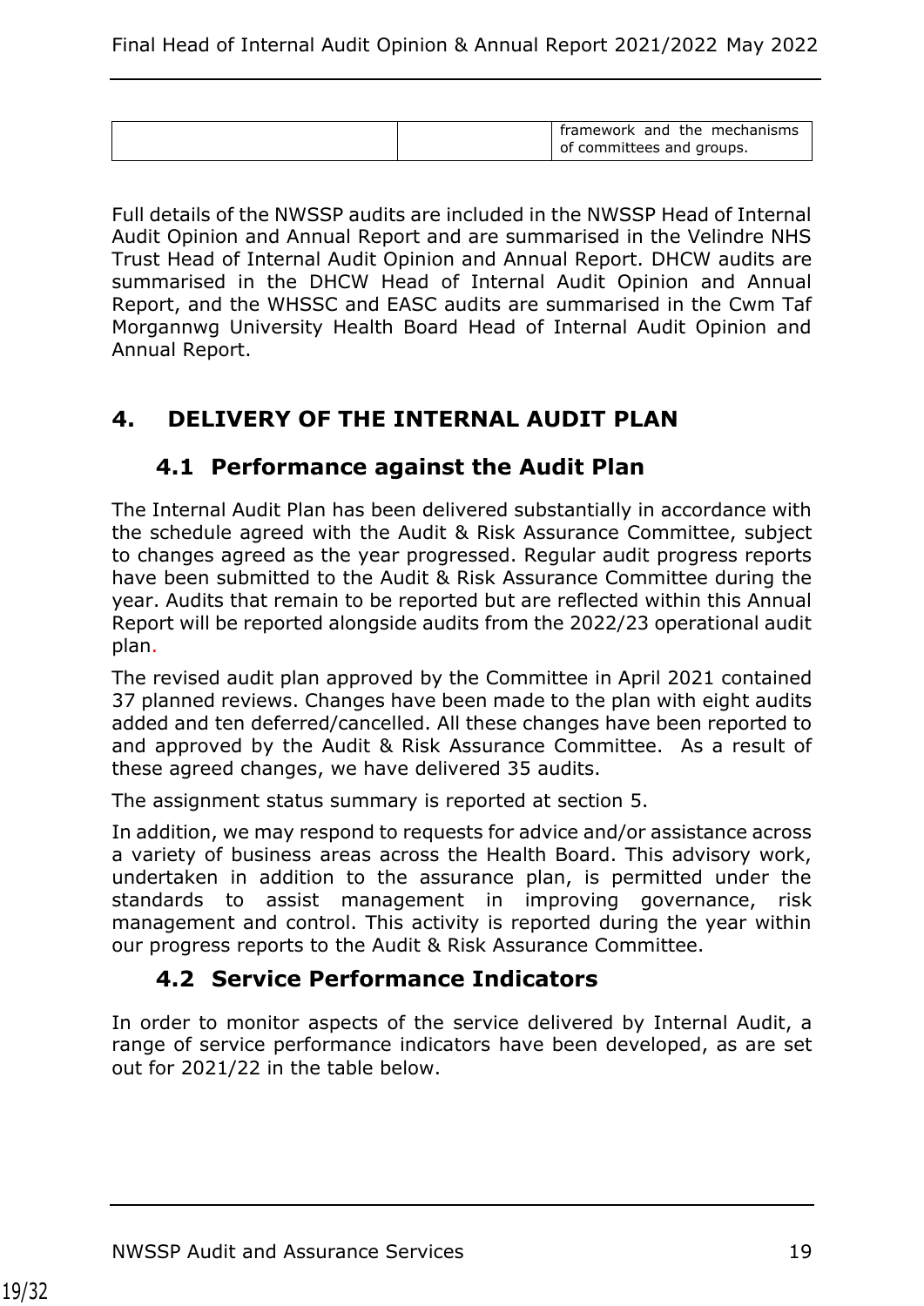| | | framework and the mechanisms of committees and groups. |
|---|---|---|

Full details of the NWSSP audits are included in the NWSSP Head of Internal Audit Opinion and Annual Report and are summarised in the Velindre NHS Trust Head of Internal Audit Opinion and Annual Report. DHCW audits are summarised in the DHCW Head of Internal Audit Opinion and Annual Report, and the WHSSC and EASC audits are summarised in the Cwm Taf Morgannwg University Health Board Head of Internal Audit Opinion and Annual Report.

# 4. DELIVERY OF THE INTERNAL AUDIT PLAN

## 4.1 Performance against the Audit Plan

The Internal Audit Plan has been delivered substantially in accordance with the schedule agreed with the Audit & Risk Assurance Committee, subject to changes agreed as the year progressed. Regular audit progress reports have been submitted to the Audit & Risk Assurance Committee during the year. Audits that remain to be reported but are reflected within this Annual Report will be reported alongside audits from the 2022/23 operational audit plan.

The revised audit plan approved by the Committee in April 2021 contained 37 planned reviews. Changes have been made to the plan with eight audits added and ten deferred/cancelled. All these changes have been reported to and approved by the Audit & Risk Assurance Committee. As a result of these agreed changes, we have delivered 35 audits.

The assignment status summary is reported at section 5.

In addition, we may respond to requests for advice and/or assistance across a variety of business areas across the Health Board. This advisory work, undertaken in addition to the assurance plan, is permitted under the standards to assist management in improving governance, risk management and control. This activity is reported during the year within our progress reports to the Audit & Risk Assurance Committee.

## 4.2 Service Performance Indicators

In order to monitor aspects of the service delivered by Internal Audit, a range of service performance indicators have been developed, as are set out for 2021/22 in the table below.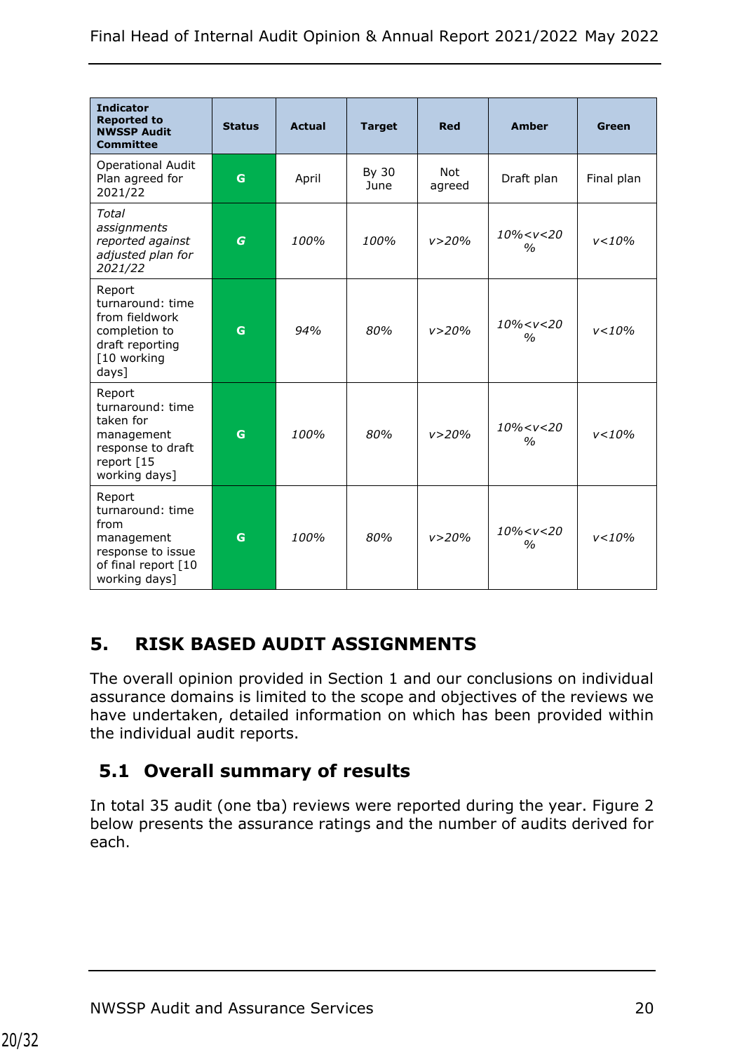| **Indicator Reported to NWSSP Audit Committee** | **Status** | **Actual** | **Target** | **Red** | **Amber** | **Green** |
|---|---|---|---|---|---|---|
| Operational Audit Plan agreed for 2021/22 | G | April | By 30 June | Not agreed | Draft plan | Final plan |
| *Total assignments reported against adjusted plan for 2021/22* | *G* | *100%* | *100%* | *v>20%* | *10%<v<20 %* | *v<10%* |
| Report turnaround: time from fieldwork completion to draft reporting [10 working days] | G | *94%* | *80%* | *v>20%* | *10%<v<20 %* | *v<10%* |
| Report turnaround: time taken for management response to draft report [15 working days] | G | *100%* | *80%* | *v>20%* | *10%<v<20 %* | *v<10%* |
| Report turnaround: time from management response to issue of final report [10 working days] | G | *100%* | *80%* | *v>20%* | *10%<v<20 %* | *v<10%* |

## 5. RISK BASED AUDIT ASSIGNMENTS

The overall opinion provided in Section 1 and our conclusions on individual assurance domains is limited to the scope and objectives of the reviews we have undertaken, detailed information on which has been provided within the individual audit reports.

### 5.1 Overall summary of results

In total 35 audit (one tba) reviews were reported during the year. Figure 2 below presents the assurance ratings and the number of audits derived for each.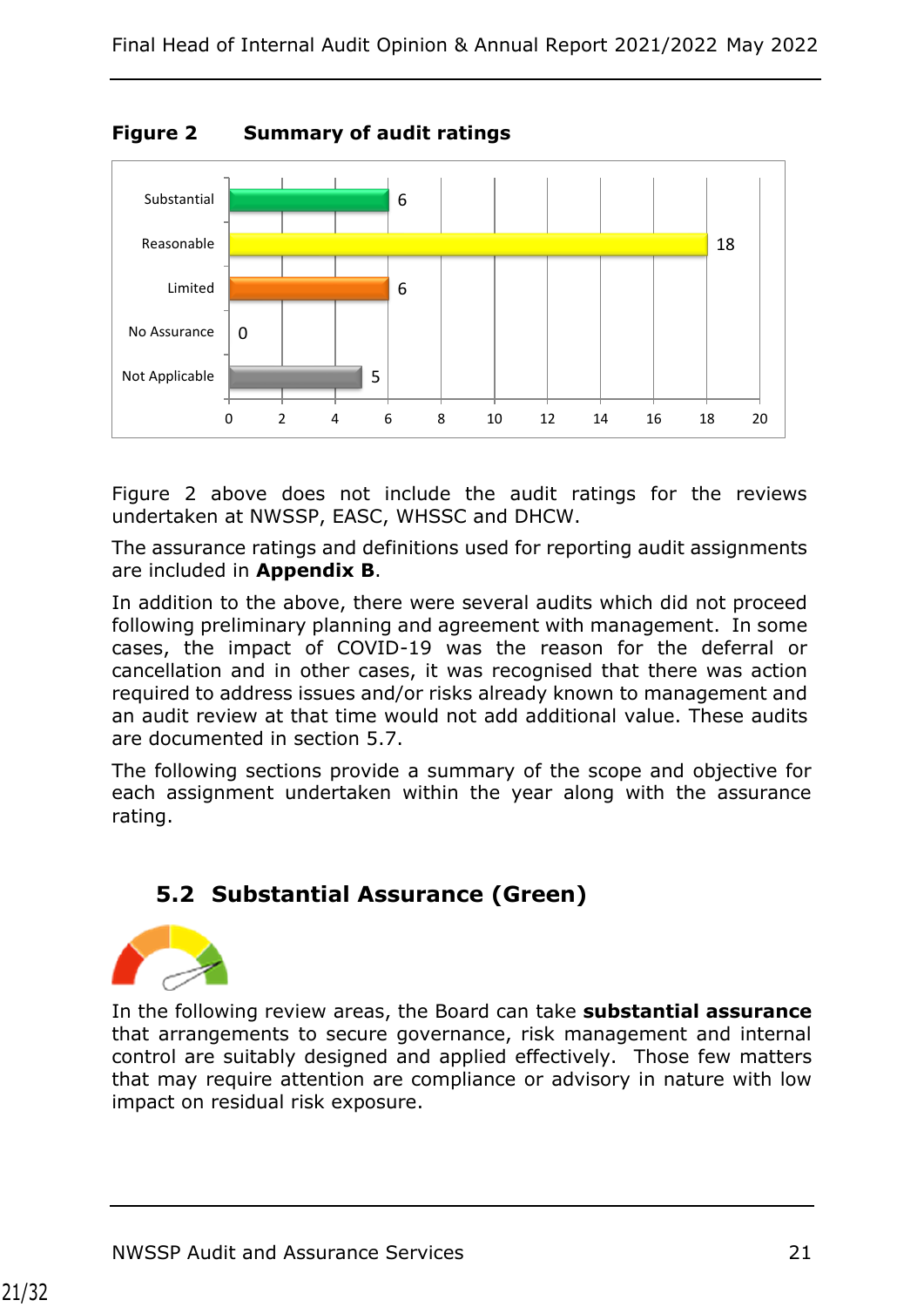**Figure 2 Summary of audit ratings**

| Rating | Number |
|---|---|
| Substantial | 6 |
| Reasonable | 18 |
| Limited | 6 |
| No Assurance | 0 |
| Not Applicable | 5 |

Figure 2 above does not include the audit ratings for the reviews undertaken at NWSSP, EASC, WHSSC and DHCW.

The assurance ratings and definitions used for reporting audit assignments are included in **Appendix B**.

In addition to the above, there were several audits which did not proceed following preliminary planning and agreement with management. In some cases, the impact of COVID-19 was the reason for the deferral or cancellation and in other cases, it was recognised that there was action required to address issues and/or risks already known to management and an audit review at that time would not add additional value. These audits are documented in section 5.7.

The following sections provide a summary of the scope and objective for each assignment undertaken within the year along with the assurance rating.

## 5.2 Substantial Assurance (Green)

In the following review areas, the Board can take **substantial assurance** that arrangements to secure governance, risk management and internal control are suitably designed and applied effectively. Those few matters that may require attention are compliance or advisory in nature with low impact on residual risk exposure.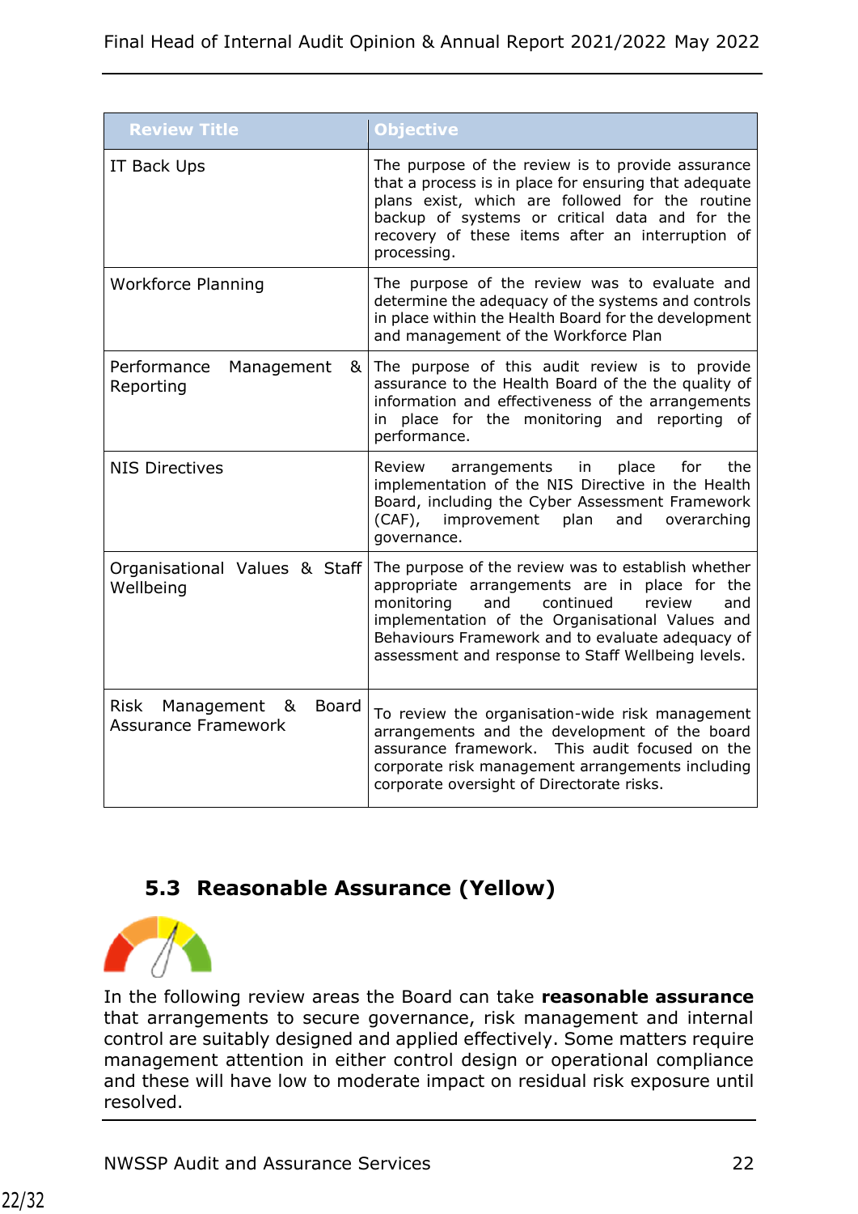| Review Title | Objective |
|---|---|
| IT Back Ups | The purpose of the review is to provide assurance that a process is in place for ensuring that adequate plans exist, which are followed for the routine backup of systems or critical data and for the recovery of these items after an interruption of processing. |
| Workforce Planning | The purpose of the review was to evaluate and determine the adequacy of the systems and controls in place within the Health Board for the development and management of the Workforce Plan |
| Performance Management & Reporting | The purpose of this audit review is to provide assurance to the Health Board of the the quality of information and effectiveness of the arrangements in place for the monitoring and reporting of performance. |
| NIS Directives | Review arrangements in place for the implementation of the NIS Directive in the Health Board, including the Cyber Assessment Framework (CAF), improvement plan and overarching governance. |
| Organisational Values & Staff Wellbeing | The purpose of the review was to establish whether appropriate arrangements are in place for the monitoring and continued review and implementation of the Organisational Values and Behaviours Framework and to evaluate adequacy of assessment and response to Staff Wellbeing levels. |
| Risk Management & Board Assurance Framework | To review the organisation-wide risk management arrangements and the development of the board assurance framework. This audit focused on the corporate risk management arrangements including corporate oversight of Directorate risks. |

## 5.3 Reasonable Assurance (Yellow)

In the following review areas the Board can take **reasonable assurance** that arrangements to secure governance, risk management and internal control are suitably designed and applied effectively. Some matters require management attention in either control design or operational compliance and these will have low to moderate impact on residual risk exposure until resolved.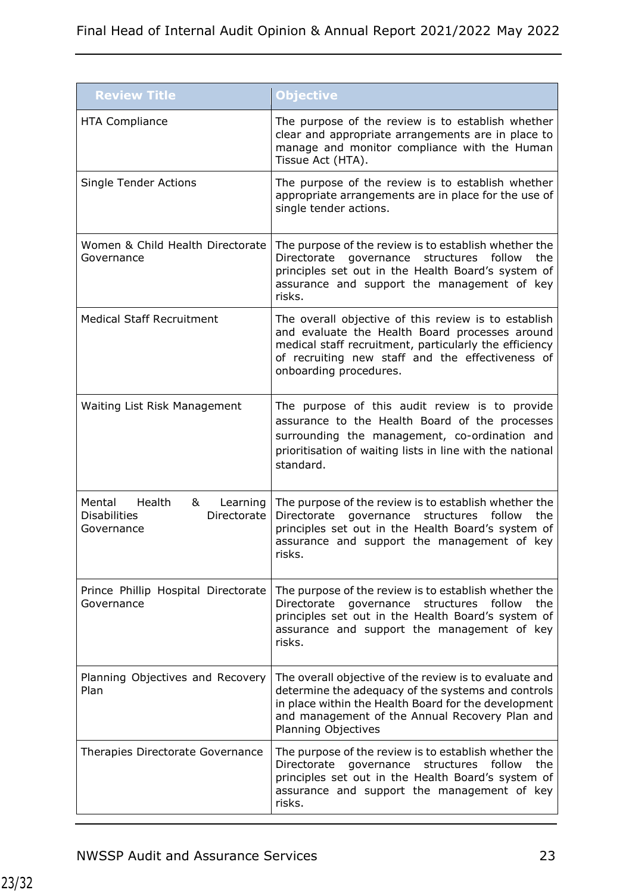| Review Title | Objective |
| --- | --- |
| HTA Compliance | The purpose of the review is to establish whether clear and appropriate arrangements are in place to manage and monitor compliance with the Human Tissue Act (HTA). |
| Single Tender Actions | The purpose of the review is to establish whether appropriate arrangements are in place for the use of single tender actions. |
| Women & Child Health Directorate Governance | The purpose of the review is to establish whether the Directorate governance structures follow the principles set out in the Health Board's system of assurance and support the management of key risks. |
| Medical Staff Recruitment | The overall objective of this review is to establish and evaluate the Health Board processes around medical staff recruitment, particularly the efficiency of recruiting new staff and the effectiveness of onboarding procedures. |
| Waiting List Risk Management | The purpose of this audit review is to provide assurance to the Health Board of the processes surrounding the management, co-ordination and prioritisation of waiting lists in line with the national standard. |
| Mental Health & Learning Disabilities Directorate Governance | The purpose of the review is to establish whether the Directorate governance structures follow the principles set out in the Health Board's system of assurance and support the management of key risks. |
| Prince Phillip Hospital Directorate Governance | The purpose of the review is to establish whether the Directorate governance structures follow the principles set out in the Health Board's system of assurance and support the management of key risks. |
| Planning Objectives and Recovery Plan | The overall objective of the review is to evaluate and determine the adequacy of the systems and controls in place within the Health Board for the development and management of the Annual Recovery Plan and Planning Objectives |
| Therapies Directorate Governance | The purpose of the review is to establish whether the Directorate governance structures follow the principles set out in the Health Board's system of assurance and support the management of key risks. |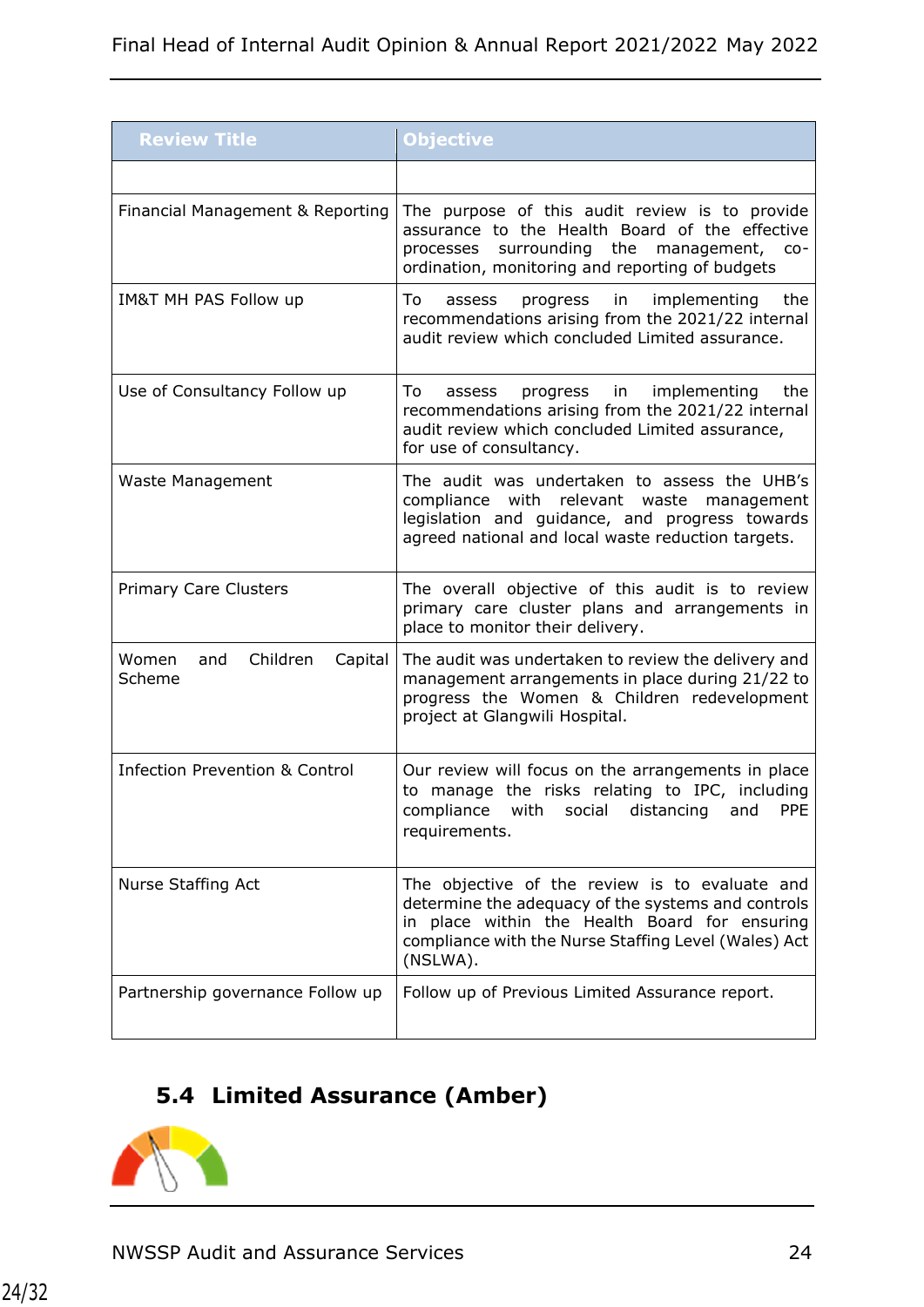| Review Title | Objective |
|---|---|
| | |
| Financial Management & Reporting | The purpose of this audit review is to provide assurance to the Health Board of the effective processes surrounding the management, co-ordination, monitoring and reporting of budgets |
| IM&T MH PAS Follow up | To assess progress in implementing the recommendations arising from the 2021/22 internal audit review which concluded Limited assurance. |
| Use of Consultancy Follow up | To assess progress in implementing the recommendations arising from the 2021/22 internal audit review which concluded Limited assurance, for use of consultancy. |
| Waste Management | The audit was undertaken to assess the UHB's compliance with relevant waste management legislation and guidance, and progress towards agreed national and local waste reduction targets. |
| Primary Care Clusters | The overall objective of this audit is to review primary care cluster plans and arrangements in place to monitor their delivery. |
| Women and Children Capital Scheme | The audit was undertaken to review the delivery and management arrangements in place during 21/22 to progress the Women & Children redevelopment project at Glangwili Hospital. |
| Infection Prevention & Control | Our review will focus on the arrangements in place to manage the risks relating to IPC, including compliance with social distancing and PPE requirements. |
| Nurse Staffing Act | The objective of the review is to evaluate and determine the adequacy of the systems and controls in place within the Health Board for ensuring compliance with the Nurse Staffing Level (Wales) Act (NSLWA). |
| Partnership governance Follow up | Follow up of Previous Limited Assurance report. |

## 5.4 Limited Assurance (Amber)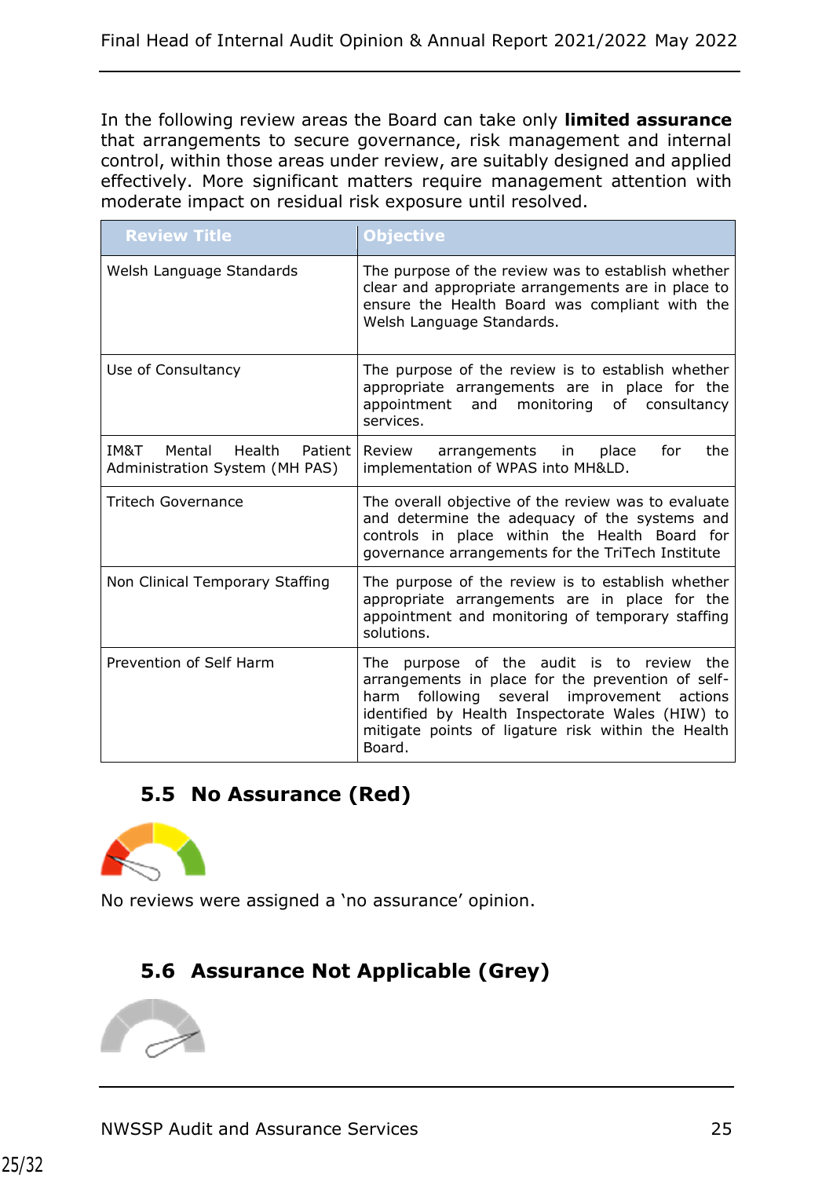In the following review areas the Board can take only **limited assurance** that arrangements to secure governance, risk management and internal control, within those areas under review, are suitably designed and applied effectively. More significant matters require management attention with moderate impact on residual risk exposure until resolved.

| Review Title | Objective |
|---|---|
| Welsh Language Standards | The purpose of the review was to establish whether clear and appropriate arrangements are in place to ensure the Health Board was compliant with the Welsh Language Standards. |
| Use of Consultancy | The purpose of the review is to establish whether appropriate arrangements are in place for the appointment and monitoring of consultancy services. |
| IM&T Mental Health Patient Administration System (MH PAS) | Review arrangements in place for the implementation of WPAS into MH&LD. |
| Tritech Governance | The overall objective of the review was to evaluate and determine the adequacy of the systems and controls in place within the Health Board for governance arrangements for the TriTech Institute |
| Non Clinical Temporary Staffing | The purpose of the review is to establish whether appropriate arrangements are in place for the appointment and monitoring of temporary staffing solutions. |
| Prevention of Self Harm | The purpose of the audit is to review the arrangements in place for the prevention of self-harm following several improvement actions identified by Health Inspectorate Wales (HIW) to mitigate points of ligature risk within the Health Board. |

## 5.5 No Assurance (Red)

No reviews were assigned a 'no assurance' opinion.

## 5.6 Assurance Not Applicable (Grey)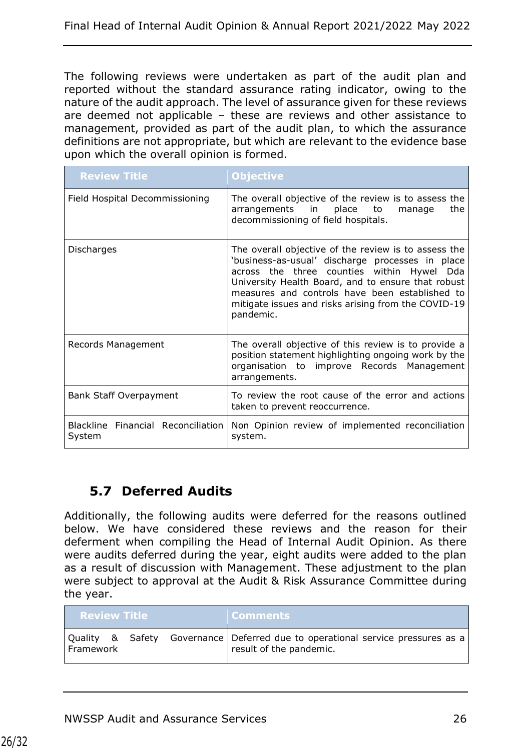The following reviews were undertaken as part of the audit plan and reported without the standard assurance rating indicator, owing to the nature of the audit approach. The level of assurance given for these reviews are deemed not applicable – these are reviews and other assistance to management, provided as part of the audit plan, to which the assurance definitions are not appropriate, but which are relevant to the evidence base upon which the overall opinion is formed.

| Review Title | Objective |
| --- | --- |
| Field Hospital Decommissioning | The overall objective of the review is to assess the arrangements in place to manage the decommissioning of field hospitals. |
| Discharges | The overall objective of the review is to assess the 'business-as-usual' discharge processes in place across the three counties within Hywel Dda University Health Board, and to ensure that robust measures and controls have been established to mitigate issues and risks arising from the COVID-19 pandemic. |
| Records Management | The overall objective of this review is to provide a position statement highlighting ongoing work by the organisation to improve Records Management arrangements. |
| Bank Staff Overpayment | To review the root cause of the error and actions taken to prevent reoccurrence. |
| Blackline Financial Reconciliation System | Non Opinion review of implemented reconciliation system. |

## 5.7 Deferred Audits

Additionally, the following audits were deferred for the reasons outlined below. We have considered these reviews and the reason for their deferment when compiling the Head of Internal Audit Opinion. As there were audits deferred during the year, eight audits were added to the plan as a result of discussion with Management. These adjustment to the plan were subject to approval at the Audit & Risk Assurance Committee during the year.

| Review Title | Comments |
| --- | --- |
| Quality & Safety Governance Framework | Deferred due to operational service pressures as a result of the pandemic. |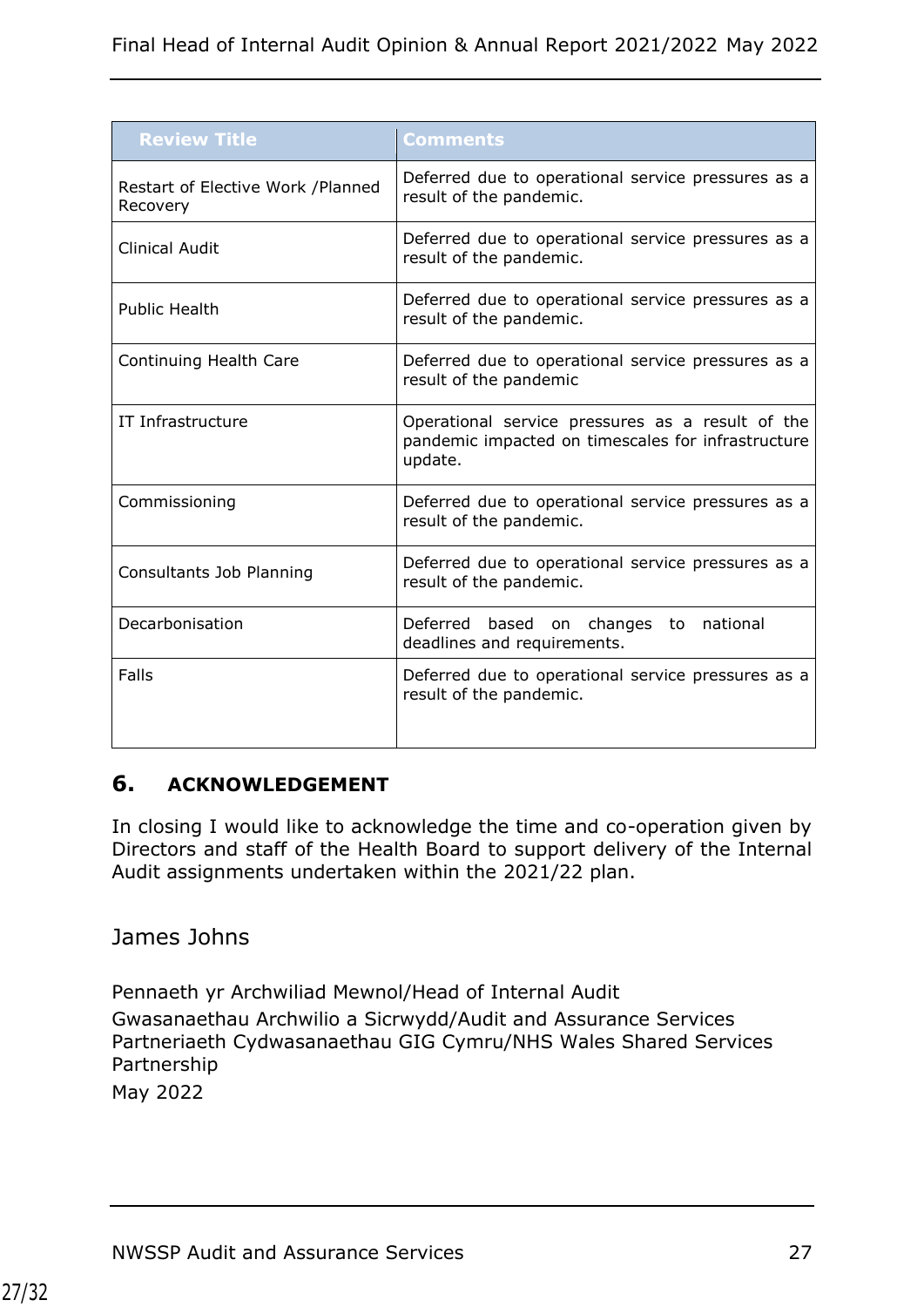| Review Title | Comments |
|---|---|
| Restart of Elective Work /Planned Recovery | Deferred due to operational service pressures as a result of the pandemic. |
| Clinical Audit | Deferred due to operational service pressures as a result of the pandemic. |
| Public Health | Deferred due to operational service pressures as a result of the pandemic. |
| Continuing Health Care | Deferred due to operational service pressures as a result of the pandemic |
| IT Infrastructure | Operational service pressures as a result of the pandemic impacted on timescales for infrastructure update. |
| Commissioning | Deferred due to operational service pressures as a result of the pandemic. |
| Consultants Job Planning | Deferred due to operational service pressures as a result of the pandemic. |
| Decarbonisation | Deferred based on changes to national deadlines and requirements. |
| Falls | Deferred due to operational service pressures as a result of the pandemic. |

## 6. ACKNOWLEDGEMENT

In closing I would like to acknowledge the time and co-operation given by Directors and staff of the Health Board to support delivery of the Internal Audit assignments undertaken within the 2021/22 plan.

James Johns

Pennaeth yr Archwiliad Mewnol/Head of Internal Audit
Gwasanaethau Archwilio a Sicrwydd/Audit and Assurance Services
Partneriaeth Cydwasanaethau GIG Cymru/NHS Wales Shared Services Partnership
May 2022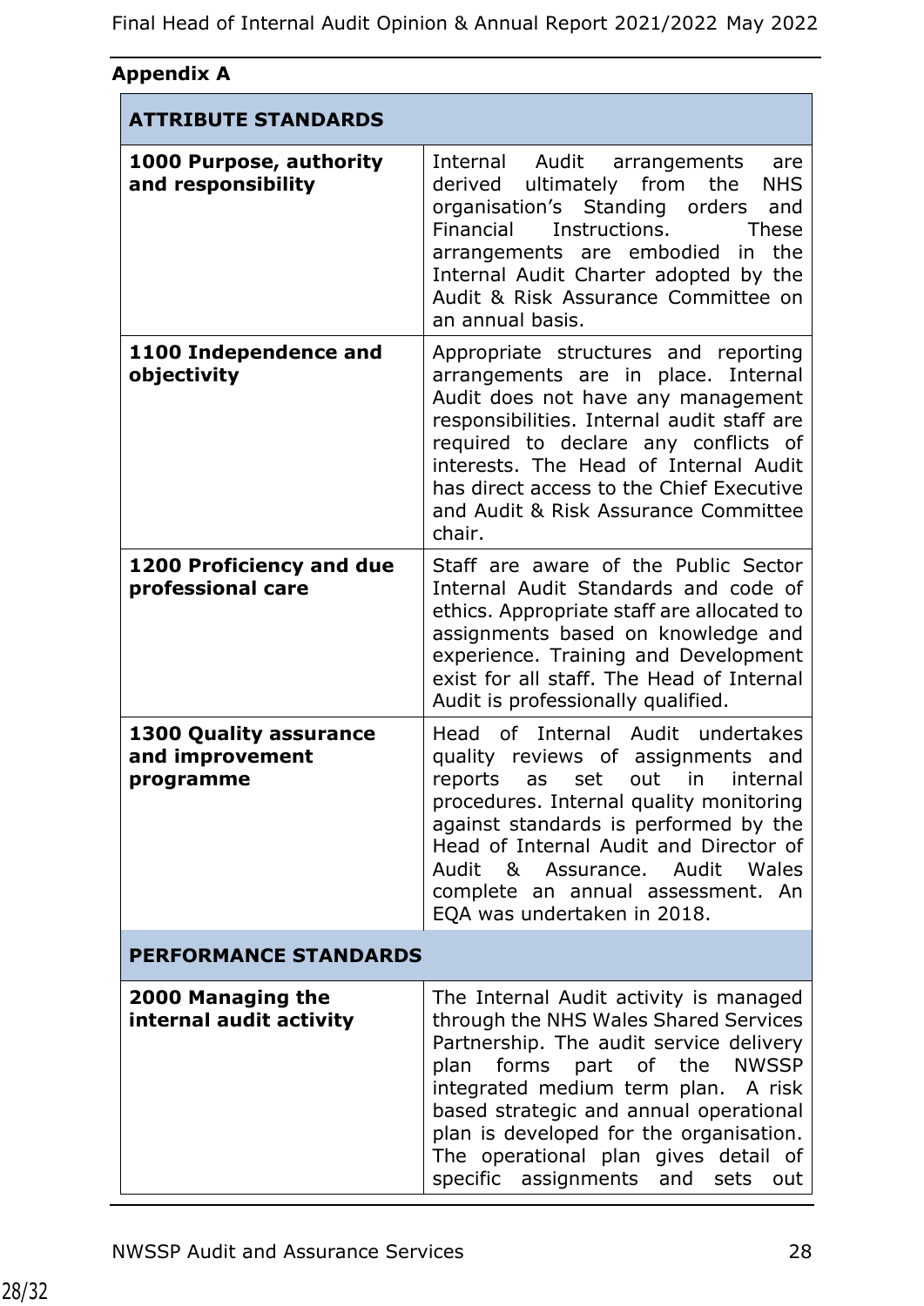## Appendix A

| ATTRIBUTE STANDARDS | |
|---|---|
| **1000 Purpose, authority and responsibility** | Internal Audit arrangements are derived ultimately from the NHS organisation's Standing orders and Financial Instructions. These arrangements are embodied in the Internal Audit Charter adopted by the Audit & Risk Assurance Committee on an annual basis. |
| **1100 Independence and objectivity** | Appropriate structures and reporting arrangements are in place. Internal Audit does not have any management responsibilities. Internal audit staff are required to declare any conflicts of interests. The Head of Internal Audit has direct access to the Chief Executive and Audit & Risk Assurance Committee chair. |
| **1200 Proficiency and due professional care** | Staff are aware of the Public Sector Internal Audit Standards and code of ethics. Appropriate staff are allocated to assignments based on knowledge and experience. Training and Development exist for all staff. The Head of Internal Audit is professionally qualified. |
| **1300 Quality assurance and improvement programme** | Head of Internal Audit undertakes quality reviews of assignments and reports as set out in internal procedures. Internal quality monitoring against standards is performed by the Head of Internal Audit and Director of Audit & Assurance. Audit Wales complete an annual assessment. An EQA was undertaken in 2018. |
| **PERFORMANCE STANDARDS** | |
| **2000 Managing the internal audit activity** | The Internal Audit activity is managed through the NHS Wales Shared Services Partnership. The audit service delivery plan forms part of the NWSSP integrated medium term plan. A risk based strategic and annual operational plan is developed for the organisation. The operational plan gives detail of specific assignments and sets out |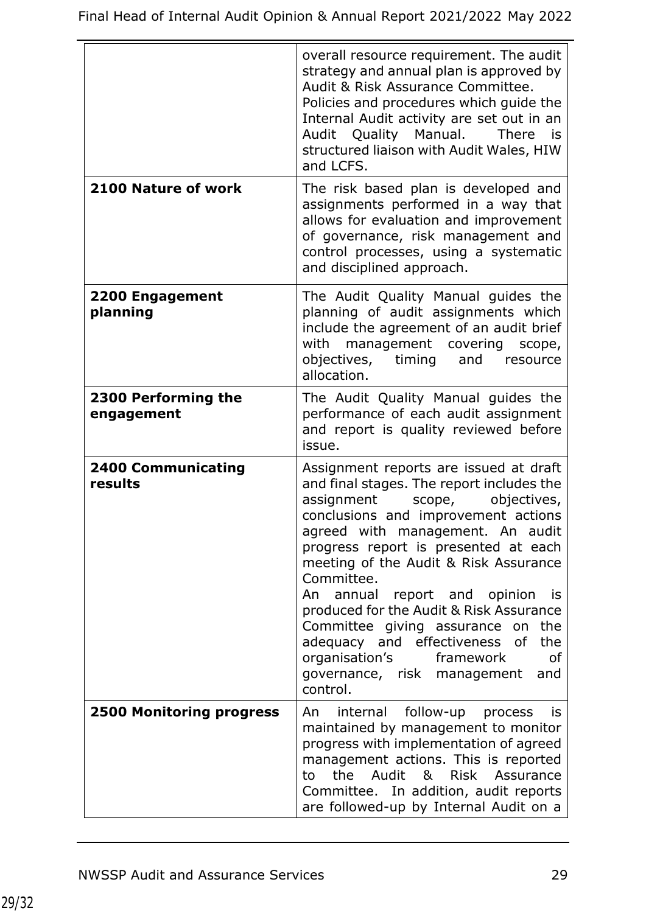| | |
|---|---|
| | overall resource requirement. The audit strategy and annual plan is approved by Audit & Risk Assurance Committee.<br>Policies and procedures which guide the Internal Audit activity are set out in an Audit Quality Manual. There is structured liaison with Audit Wales, HIW and LCFS. |
| **2100 Nature of work** | The risk based plan is developed and assignments performed in a way that allows for evaluation and improvement of governance, risk management and control processes, using a systematic and disciplined approach. |
| **2200 Engagement planning** | The Audit Quality Manual guides the planning of audit assignments which include the agreement of an audit brief with management covering scope, objectives, timing and resource allocation. |
| **2300 Performing the engagement** | The Audit Quality Manual guides the performance of each audit assignment and report is quality reviewed before issue. |
| **2400 Communicating results** | Assignment reports are issued at draft and final stages. The report includes the assignment scope, objectives, conclusions and improvement actions agreed with management. An audit progress report is presented at each meeting of the Audit & Risk Assurance Committee.<br>An annual report and opinion is produced for the Audit & Risk Assurance Committee giving assurance on the adequacy and effectiveness of the organisation's framework of governance, risk management and control. |
| **2500 Monitoring progress** | An internal follow-up process is maintained by management to monitor progress with implementation of agreed management actions. This is reported to the Audit & Risk Assurance Committee. In addition, audit reports are followed-up by Internal Audit on a |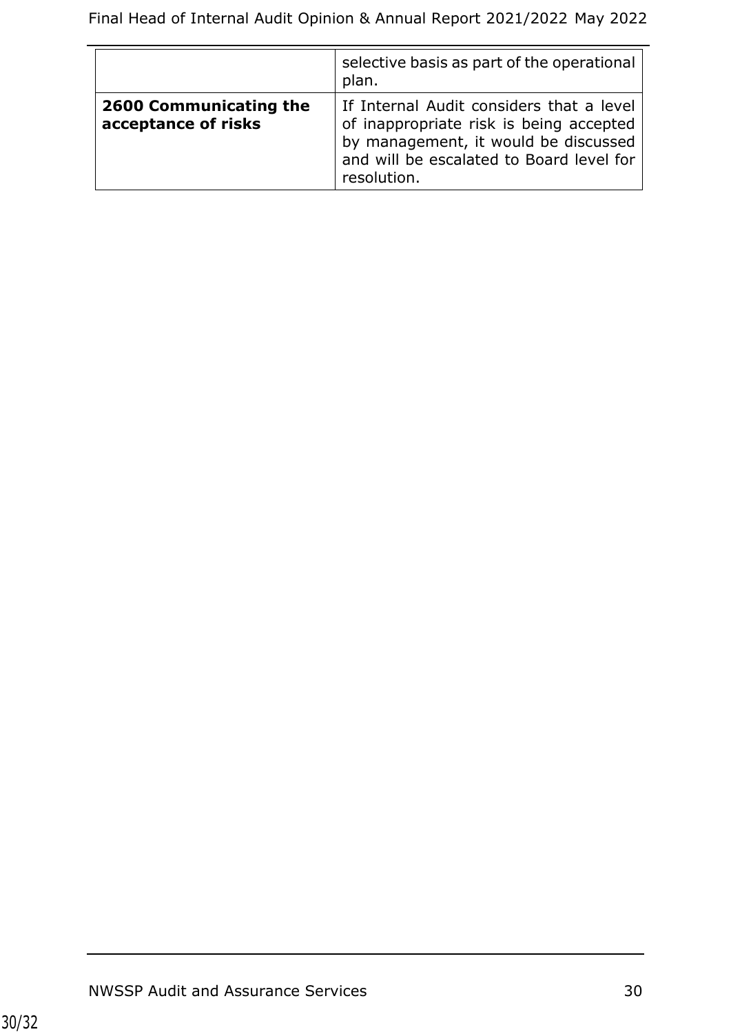| | |
|---|---|
| | selective basis as part of the operational plan. |
| **2600 Communicating the acceptance of risks** | If Internal Audit considers that a level of inappropriate risk is being accepted by management, it would be discussed and will be escalated to Board level for resolution. |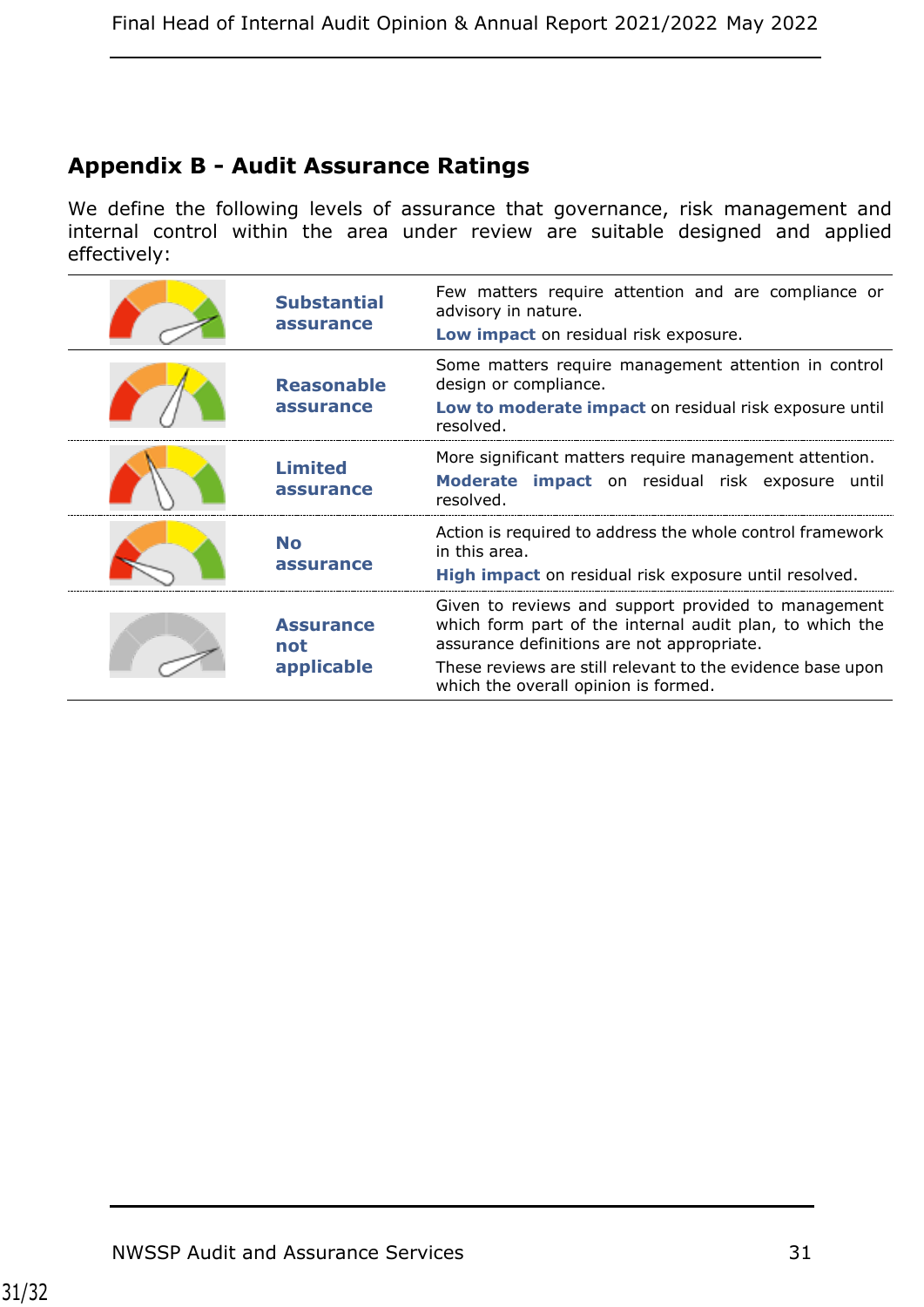## Appendix B - Audit Assurance Ratings

We define the following levels of assurance that governance, risk management and internal control within the area under review are suitable designed and applied effectively:

| | | |
|---|---|---|
| | **Substantial assurance** | Few matters require attention and are compliance or advisory in nature. **Low impact** on residual risk exposure. |
| | **Reasonable assurance** | Some matters require management attention in control design or compliance. **Low to moderate impact** on residual risk exposure until resolved. |
| | **Limited assurance** | More significant matters require management attention. **Moderate impact** on residual risk exposure until resolved. |
| | **No assurance** | Action is required to address the whole control framework in this area. **High impact** on residual risk exposure until resolved. |
| | **Assurance not applicable** | Given to reviews and support provided to management which form part of the internal audit plan, to which the assurance definitions are not appropriate. These reviews are still relevant to the evidence base upon which the overall opinion is formed. |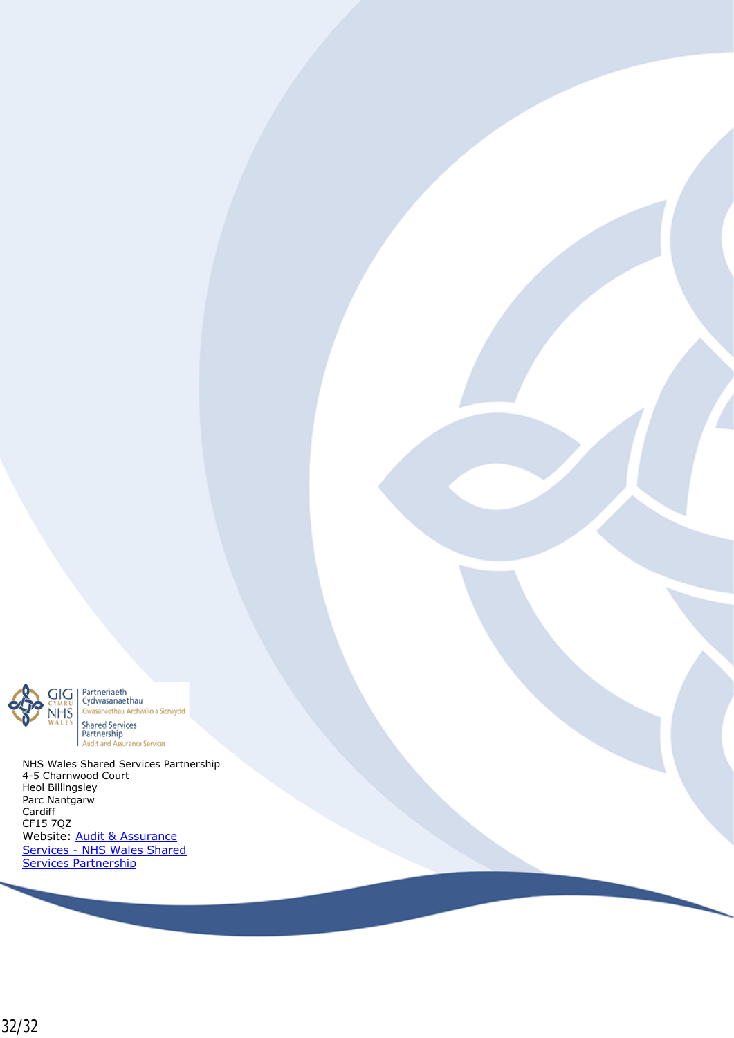GIG CYMRU NHS WALES

Partneriaeth Cydwasanaethau
Gwasanaethau Archwilio a Sicrwydd

Shared Services Partnership
Audit and Assurance Services

NHS Wales Shared Services Partnership
4-5 Charnwood Court
Heol Billingsley
Parc Nantgarw
Cardiff
CF15 7QZ
Website: Audit & Assurance Services - NHS Wales Shared Services Partnership